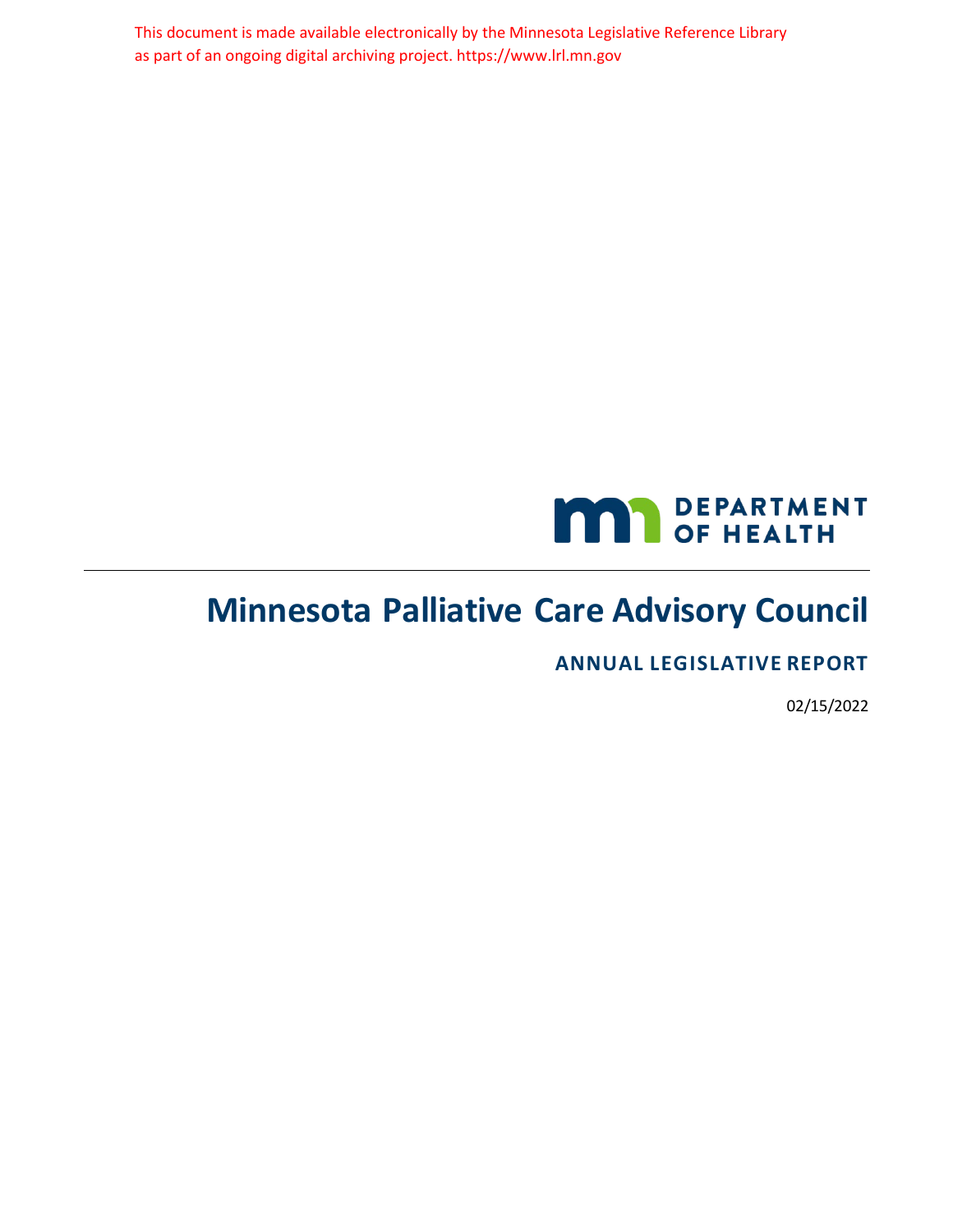This document is made available electronically by the Minnesota Legislative Reference Library as part of an ongoing digital archiving project. https://www.lrl.mn.gov

DEPARTMENT OF HEALTH

# Minnesota Palliative Care Advisory Council

## ANNUAL LEGISLATIVE REPORT

02/15/2022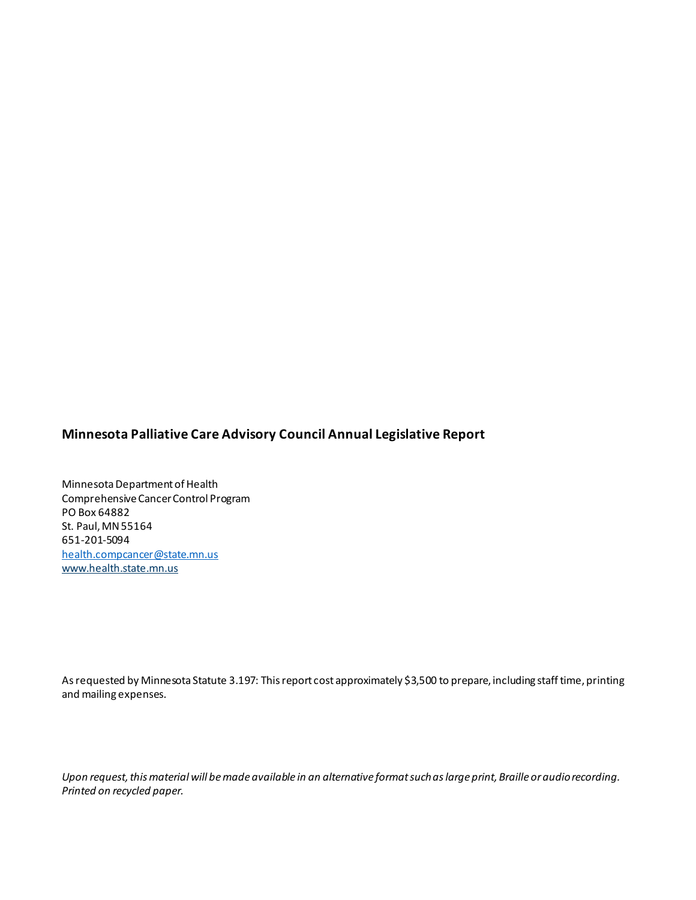**Minnesota Palliative Care Advisory Council Annual Legislative Report**

Minnesota Department of Health
Comprehensive Cancer Control Program
PO Box 64882
St. Paul, MN 55164
651-201-5094
[health.compcancer@state.mn.us](mailto:health.compcancer@state.mn.us)
[www.health.state.mn.us](http://www.health.state.mn.us)

As requested by Minnesota Statute 3.197: This report cost approximately $3,500 to prepare, including staff time, printing and mailing expenses.

*Upon request, this material will be made available in an alternative format such as large print, Braille or audio recording. Printed on recycled paper.*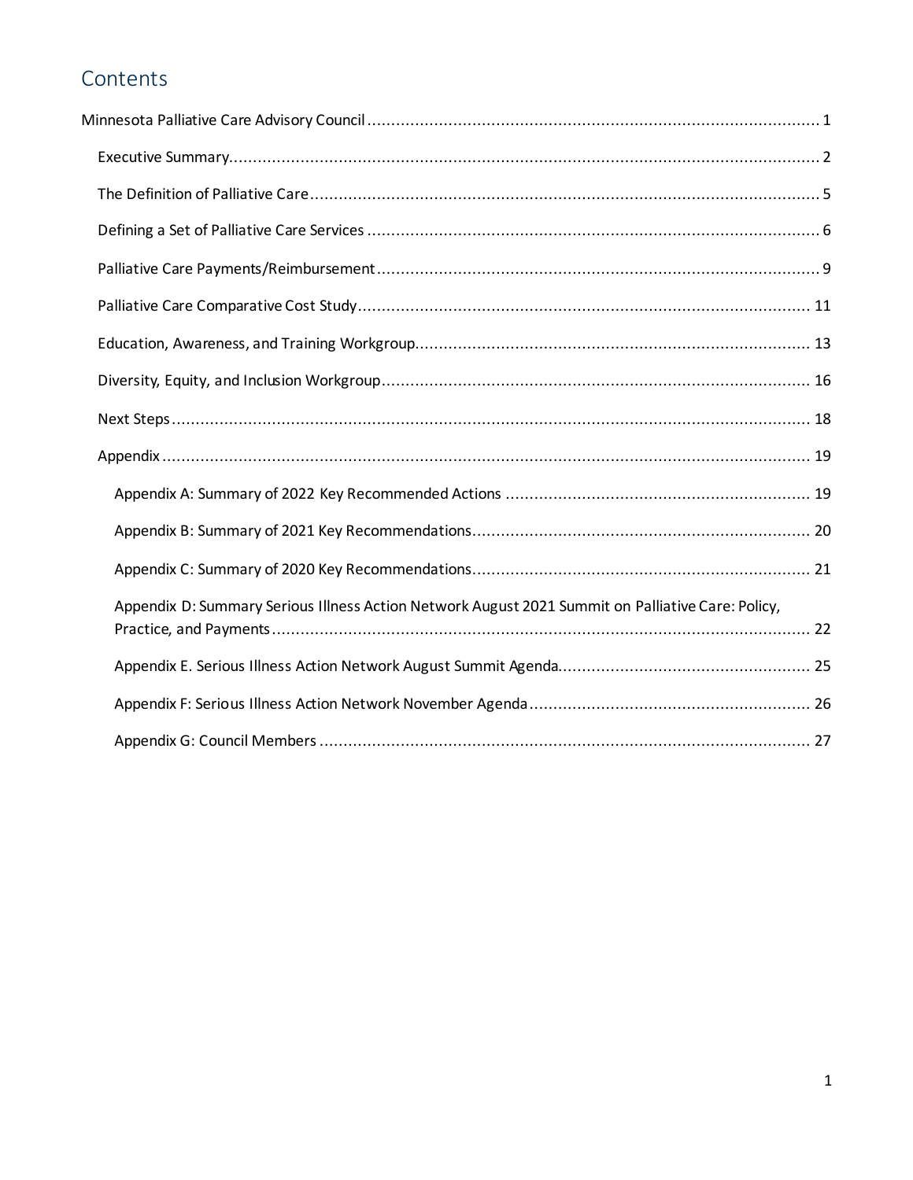## Contents

Minnesota Palliative Care Advisory Council ........ 1

- Executive Summary ........ 2
- The Definition of Palliative Care ........ 5
- Defining a Set of Palliative Care Services ........ 6
- Palliative Care Payments/Reimbursement ........ 9
- Palliative Care Comparative Cost Study ........ 11
- Education, Awareness, and Training Workgroup ........ 13
- Diversity, Equity, and Inclusion Workgroup ........ 16
- Next Steps ........ 18
- Appendix ........ 19
  - Appendix A: Summary of 2022 Key Recommended Actions ........ 19
  - Appendix B: Summary of 2021 Key Recommendations ........ 20
  - Appendix C: Summary of 2020 Key Recommendations ........ 21
  - Appendix D: Summary Serious Illness Action Network August 2021 Summit on Palliative Care: Policy, Practice, and Payments ........ 22
  - Appendix E. Serious Illness Action Network August Summit Agenda ........ 25
  - Appendix F: Serious Illness Action Network November Agenda ........ 26
  - Appendix G: Council Members ........ 27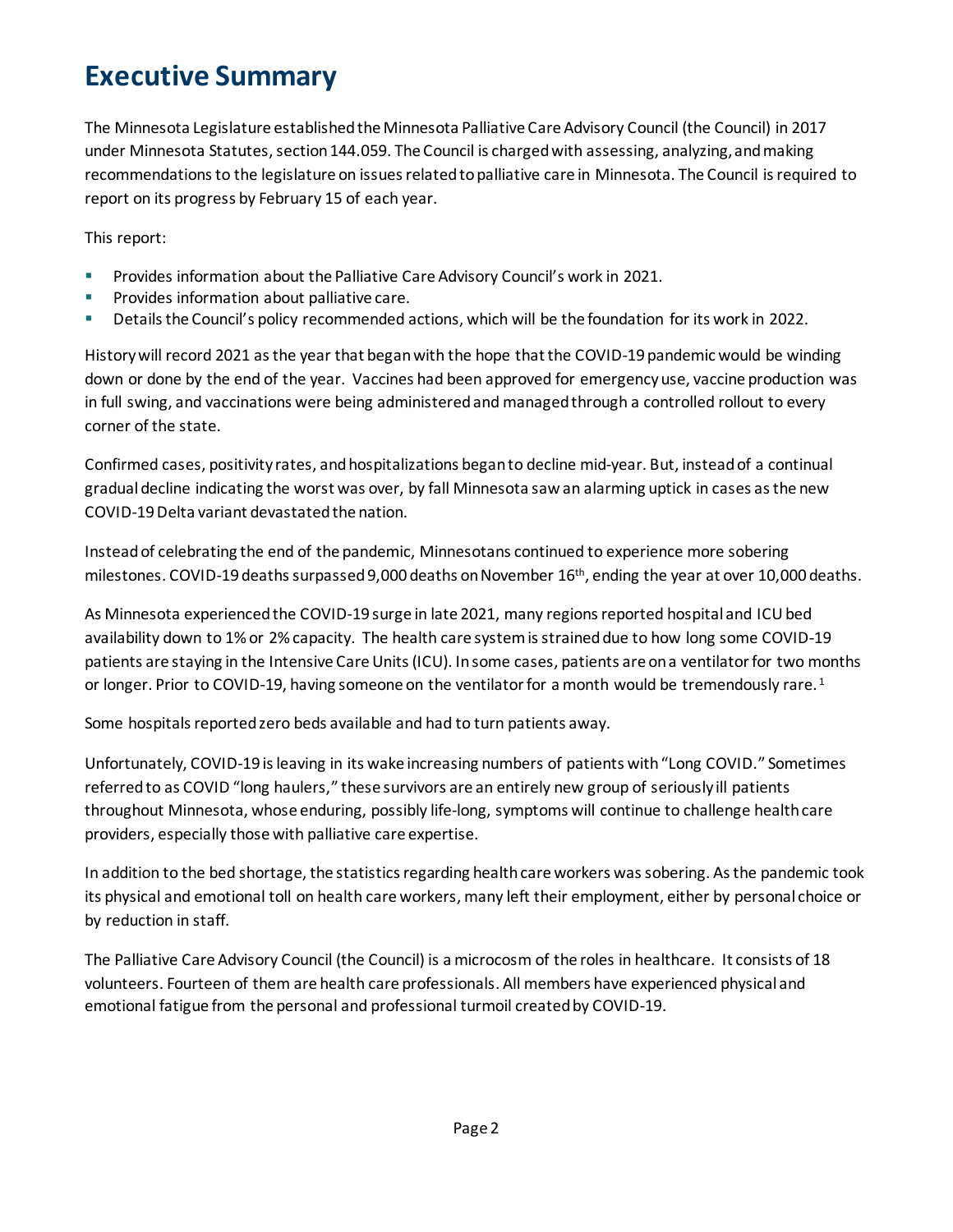# Executive Summary

The Minnesota Legislature established the Minnesota Palliative Care Advisory Council (the Council) in 2017 under Minnesota Statutes, section 144.059. The Council is charged with assessing, analyzing, and making recommendations to the legislature on issues related to palliative care in Minnesota. The Council is required to report on its progress by February 15 of each year.

This report:

- Provides information about the Palliative Care Advisory Council's work in 2021.
- Provides information about palliative care.
- Details the Council's policy recommended actions, which will be the foundation for its work in 2022.

History will record 2021 as the year that began with the hope that the COVID-19 pandemic would be winding down or done by the end of the year. Vaccines had been approved for emergency use, vaccine production was in full swing, and vaccinations were being administered and managed through a controlled rollout to every corner of the state.

Confirmed cases, positivity rates, and hospitalizations began to decline mid-year. But, instead of a continual gradual decline indicating the worst was over, by fall Minnesota saw an alarming uptick in cases as the new COVID-19 Delta variant devastated the nation.

Instead of celebrating the end of the pandemic, Minnesotans continued to experience more sobering milestones. COVID-19 deaths surpassed 9,000 deaths on November 16th, ending the year at over 10,000 deaths.

As Minnesota experienced the COVID-19 surge in late 2021, many regions reported hospital and ICU bed availability down to 1% or 2% capacity. The health care system is strained due to how long some COVID-19 patients are staying in the Intensive Care Units (ICU). In some cases, patients are on a ventilator for two months or longer. Prior to COVID-19, having someone on the ventilator for a month would be tremendously rare.[1]

Some hospitals reported zero beds available and had to turn patients away.

Unfortunately, COVID-19 is leaving in its wake increasing numbers of patients with "Long COVID." Sometimes referred to as COVID "long haulers," these survivors are an entirely new group of seriously ill patients throughout Minnesota, whose enduring, possibly life-long, symptoms will continue to challenge health care providers, especially those with palliative care expertise.

In addition to the bed shortage, the statistics regarding health care workers was sobering. As the pandemic took its physical and emotional toll on health care workers, many left their employment, either by personal choice or by reduction in staff.

The Palliative Care Advisory Council (the Council) is a microcosm of the roles in healthcare. It consists of 18 volunteers. Fourteen of them are health care professionals. All members have experienced physical and emotional fatigue from the personal and professional turmoil created by COVID-19.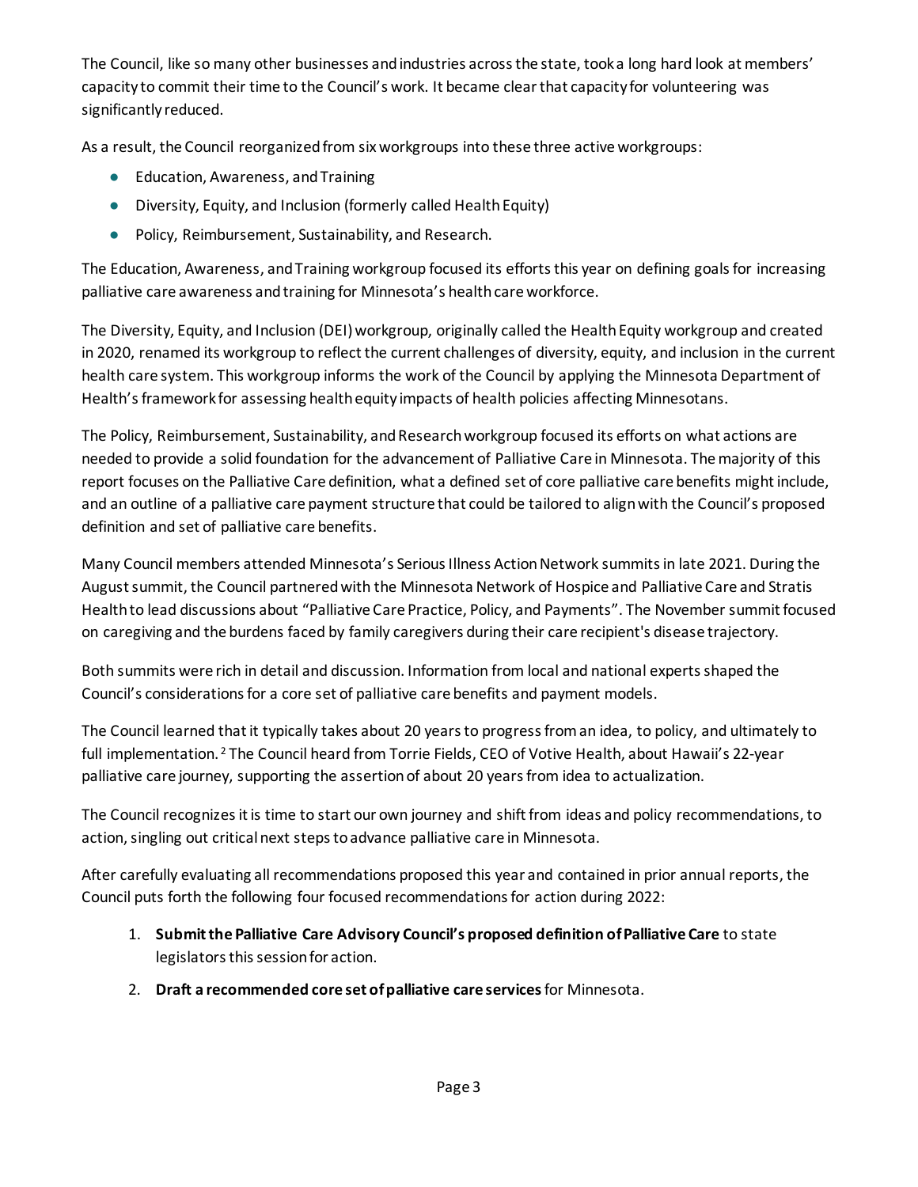The Council, like so many other businesses and industries across the state, took a long hard look at members' capacity to commit their time to the Council's work. It became clear that capacity for volunteering was significantly reduced.

As a result, the Council reorganized from six workgroups into these three active workgroups:

- Education, Awareness, and Training
- Diversity, Equity, and Inclusion (formerly called Health Equity)
- Policy, Reimbursement, Sustainability, and Research.

The Education, Awareness, and Training workgroup focused its efforts this year on defining goals for increasing palliative care awareness and training for Minnesota's health care workforce.

The Diversity, Equity, and Inclusion (DEI) workgroup, originally called the Health Equity workgroup and created in 2020, renamed its workgroup to reflect the current challenges of diversity, equity, and inclusion in the current health care system. This workgroup informs the work of the Council by applying the Minnesota Department of Health's framework for assessing health equity impacts of health policies affecting Minnesotans.

The Policy, Reimbursement, Sustainability, and Research workgroup focused its efforts on what actions are needed to provide a solid foundation for the advancement of Palliative Care in Minnesota. The majority of this report focuses on the Palliative Care definition, what a defined set of core palliative care benefits might include, and an outline of a palliative care payment structure that could be tailored to align with the Council's proposed definition and set of palliative care benefits.

Many Council members attended Minnesota's Serious Illness Action Network summits in late 2021. During the August summit, the Council partnered with the Minnesota Network of Hospice and Palliative Care and Stratis Health to lead discussions about "Palliative Care Practice, Policy, and Payments". The November summit focused on caregiving and the burdens faced by family caregivers during their care recipient's disease trajectory.

Both summits were rich in detail and discussion. Information from local and national experts shaped the Council's considerations for a core set of palliative care benefits and payment models.

The Council learned that it typically takes about 20 years to progress from an idea, to policy, and ultimately to full implementation.[2] The Council heard from Torrie Fields, CEO of Votive Health, about Hawaii's 22-year palliative care journey, supporting the assertion of about 20 years from idea to actualization.

The Council recognizes it is time to start our own journey and shift from ideas and policy recommendations, to action, singling out critical next steps to advance palliative care in Minnesota.

After carefully evaluating all recommendations proposed this year and contained in prior annual reports, the Council puts forth the following four focused recommendations for action during 2022:

1. **Submit the Palliative Care Advisory Council's proposed definition of Palliative Care** to state legislators this session for action.
2. **Draft a recommended core set of palliative care services** for Minnesota.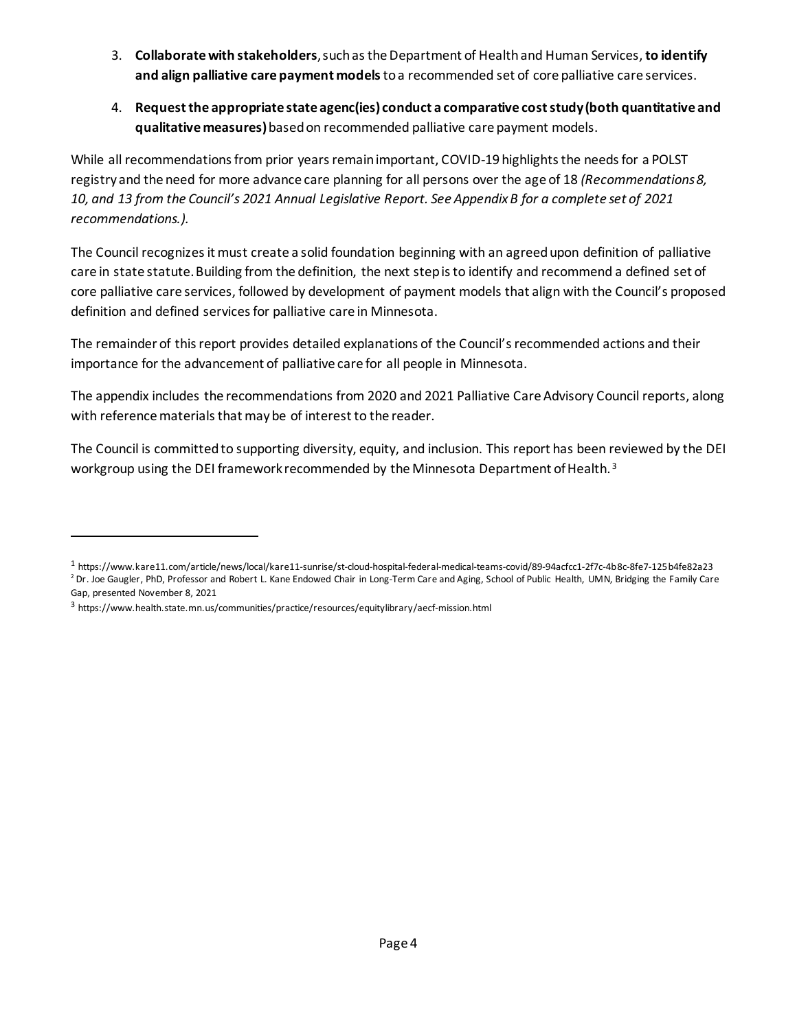3. **Collaborate with stakeholders**, such as the Department of Health and Human Services, **to identify and align palliative care payment models** to a recommended set of core palliative care services.

4. **Request the appropriate state agenc(ies) conduct a comparative cost study (both quantitative and qualitative measures)** based on recommended palliative care payment models.

While all recommendations from prior years remain important, COVID-19 highlights the needs for a POLST registry and the need for more advance care planning for all persons over the age of 18 *(Recommendations 8, 10, and 13 from the Council's 2021 Annual Legislative Report. See Appendix B for a complete set of 2021 recommendations.).*

The Council recognizes it must create a solid foundation beginning with an agreed upon definition of palliative care in state statute. Building from the definition, the next step is to identify and recommend a defined set of core palliative care services, followed by development of payment models that align with the Council's proposed definition and defined services for palliative care in Minnesota.

The remainder of this report provides detailed explanations of the Council's recommended actions and their importance for the advancement of palliative care for all people in Minnesota.

The appendix includes the recommendations from 2020 and 2021 Palliative Care Advisory Council reports, along with reference materials that may be of interest to the reader.

The Council is committed to supporting diversity, equity, and inclusion. This report has been reviewed by the DEI workgroup using the DEI framework recommended by the Minnesota Department of Health.[3]

---

[1] https://www.kare11.com/article/news/local/kare11-sunrise/st-cloud-hospital-federal-medical-teams-covid/89-94acfcc1-2f7c-4b8c-8fe7-125b4fe82a23

[2] Dr. Joe Gaugler, PhD, Professor and Robert L. Kane Endowed Chair in Long-Term Care and Aging, School of Public Health, UMN, Bridging the Family Care Gap, presented November 8, 2021

[3] https://www.health.state.mn.us/communities/practice/resources/equitylibrary/aecf-mission.html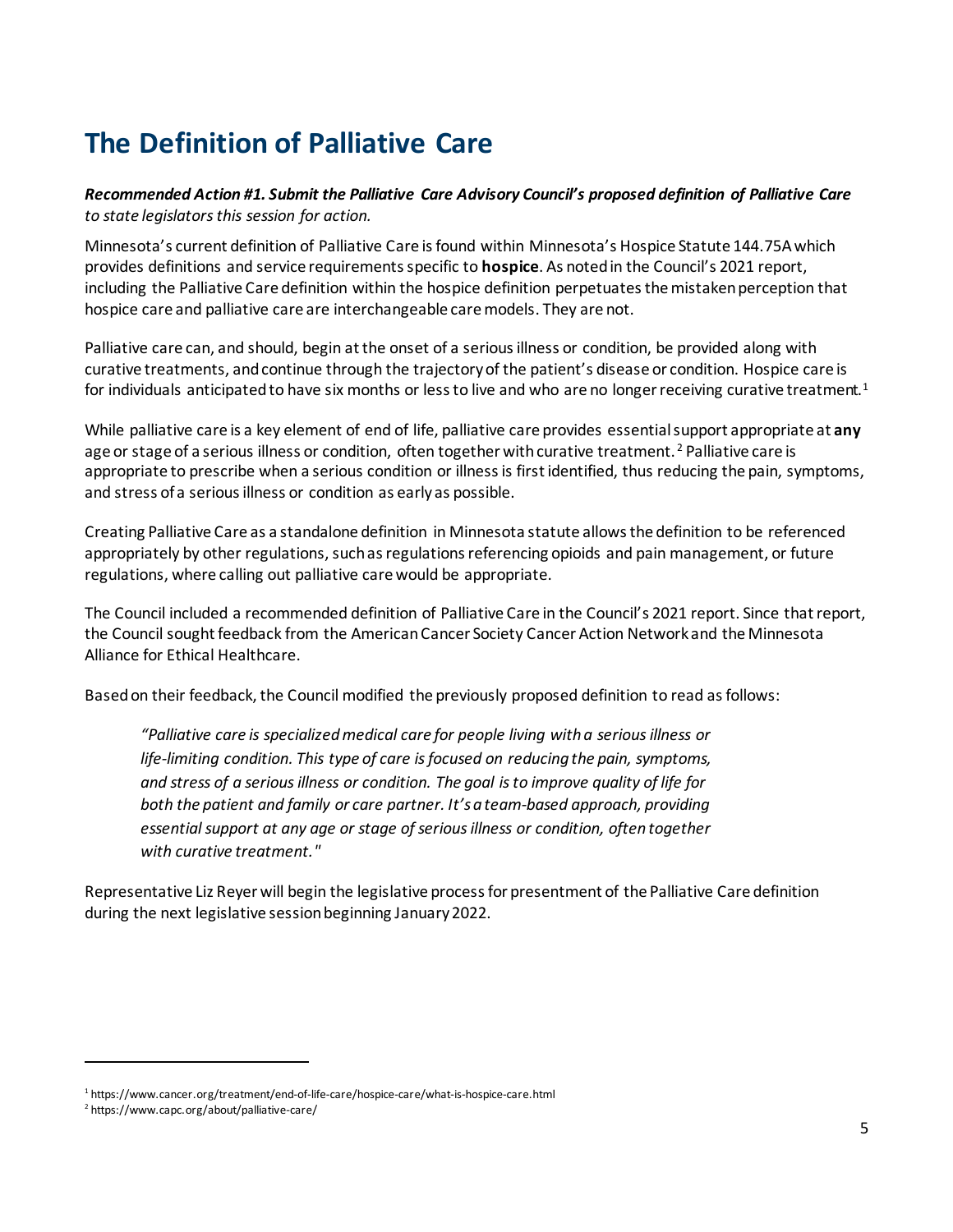# The Definition of Palliative Care

***Recommended Action #1. Submit the Palliative Care Advisory Council's proposed definition of Palliative Care*** *to state legislators this session for action.*

Minnesota's current definition of Palliative Care is found within Minnesota's Hospice Statute 144.75A which provides definitions and service requirements specific to **hospice**. As noted in the Council's 2021 report, including the Palliative Care definition within the hospice definition perpetuates the mistaken perception that hospice care and palliative care are interchangeable care models. They are not.

Palliative care can, and should, begin at the onset of a serious illness or condition, be provided along with curative treatments, and continue through the trajectory of the patient's disease or condition. Hospice care is for individuals anticipated to have six months or less to live and who are no longer receiving curative treatment.[1]

While palliative care is a key element of end of life, palliative care provides essential support appropriate at **any** age or stage of a serious illness or condition, often together with curative treatment.[2] Palliative care is appropriate to prescribe when a serious condition or illness is first identified, thus reducing the pain, symptoms, and stress of a serious illness or condition as early as possible.

Creating Palliative Care as a standalone definition in Minnesota statute allows the definition to be referenced appropriately by other regulations, such as regulations referencing opioids and pain management, or future regulations, where calling out palliative care would be appropriate.

The Council included a recommended definition of Palliative Care in the Council's 2021 report. Since that report, the Council sought feedback from the American Cancer Society Cancer Action Network and the Minnesota Alliance for Ethical Healthcare.

Based on their feedback, the Council modified the previously proposed definition to read as follows:

> *"Palliative care is specialized medical care for people living with a serious illness or life-limiting condition. This type of care is focused on reducing the pain, symptoms, and stress of a serious illness or condition. The goal is to improve quality of life for both the patient and family or care partner. It's a team-based approach, providing essential support at any age or stage of serious illness or condition, often together with curative treatment."*

Representative Liz Reyer will begin the legislative process for presentment of the Palliative Care definition during the next legislative session beginning January 2022.

[1] https://www.cancer.org/treatment/end-of-life-care/hospice-care/what-is-hospice-care.html

[2] https://www.capc.org/about/palliative-care/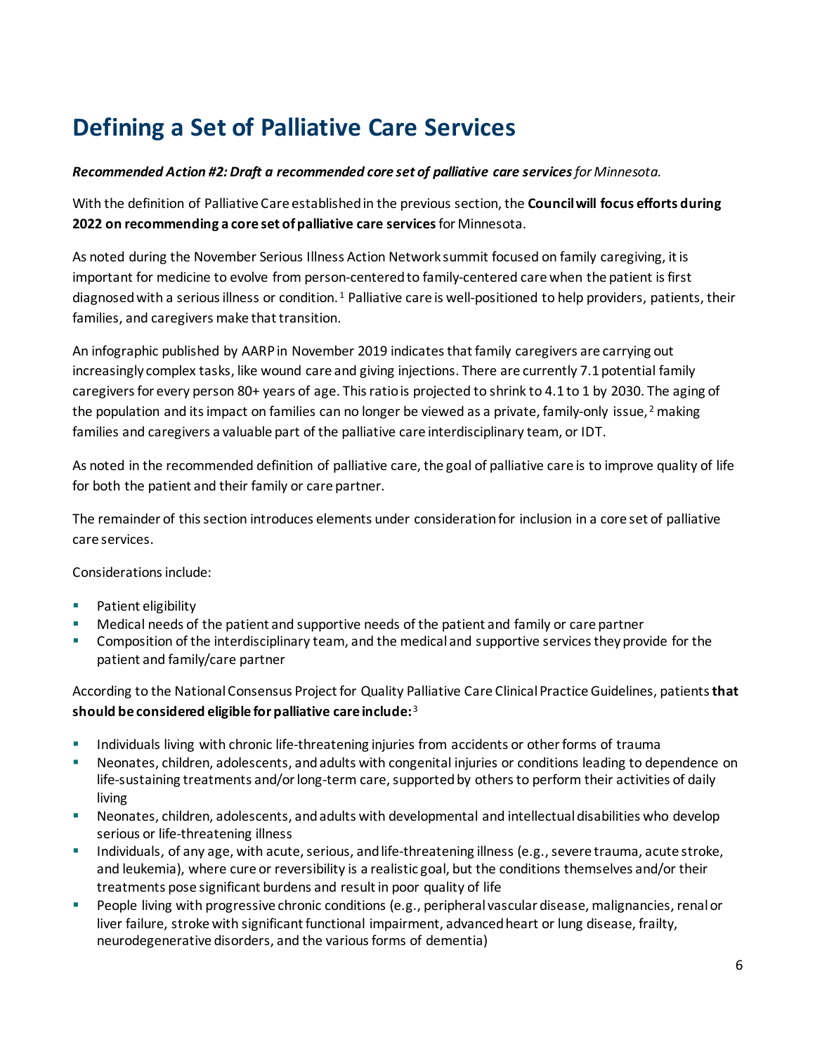# Defining a Set of Palliative Care Services

***Recommended Action #2: Draft a recommended core set of palliative care services** for Minnesota.*

With the definition of Palliative Care established in the previous section, the **Council will focus efforts during 2022 on recommending a core set of palliative care services** for Minnesota.

As noted during the November Serious Illness Action Network summit focused on family caregiving, it is important for medicine to evolve from person-centered to family-centered care when the patient is first diagnosed with a serious illness or condition.[1] Palliative care is well-positioned to help providers, patients, their families, and caregivers make that transition.

An infographic published by AARP in November 2019 indicates that family caregivers are carrying out increasingly complex tasks, like wound care and giving injections. There are currently 7.1 potential family caregivers for every person 80+ years of age. This ratio is projected to shrink to 4.1 to 1 by 2030. The aging of the population and its impact on families can no longer be viewed as a private, family-only issue,[2] making families and caregivers a valuable part of the palliative care interdisciplinary team, or IDT.

As noted in the recommended definition of palliative care, the goal of palliative care is to improve quality of life for both the patient and their family or care partner.

The remainder of this section introduces elements under consideration for inclusion in a core set of palliative care services.

Considerations include:

- Patient eligibility
- Medical needs of the patient and supportive needs of the patient and family or care partner
- Composition of the interdisciplinary team, and the medical and supportive services they provide for the patient and family/care partner

According to the National Consensus Project for Quality Palliative Care Clinical Practice Guidelines, patients **that should be considered eligible for palliative care include:**[3]

- Individuals living with chronic life-threatening injuries from accidents or other forms of trauma
- Neonates, children, adolescents, and adults with congenital injuries or conditions leading to dependence on life-sustaining treatments and/or long-term care, supported by others to perform their activities of daily living
- Neonates, children, adolescents, and adults with developmental and intellectual disabilities who develop serious or life-threatening illness
- Individuals, of any age, with acute, serious, and life-threatening illness (e.g., severe trauma, acute stroke, and leukemia), where cure or reversibility is a realistic goal, but the conditions themselves and/or their treatments pose significant burdens and result in poor quality of life
- People living with progressive chronic conditions (e.g., peripheral vascular disease, malignancies, renal or liver failure, stroke with significant functional impairment, advanced heart or lung disease, frailty, neurodegenerative disorders, and the various forms of dementia)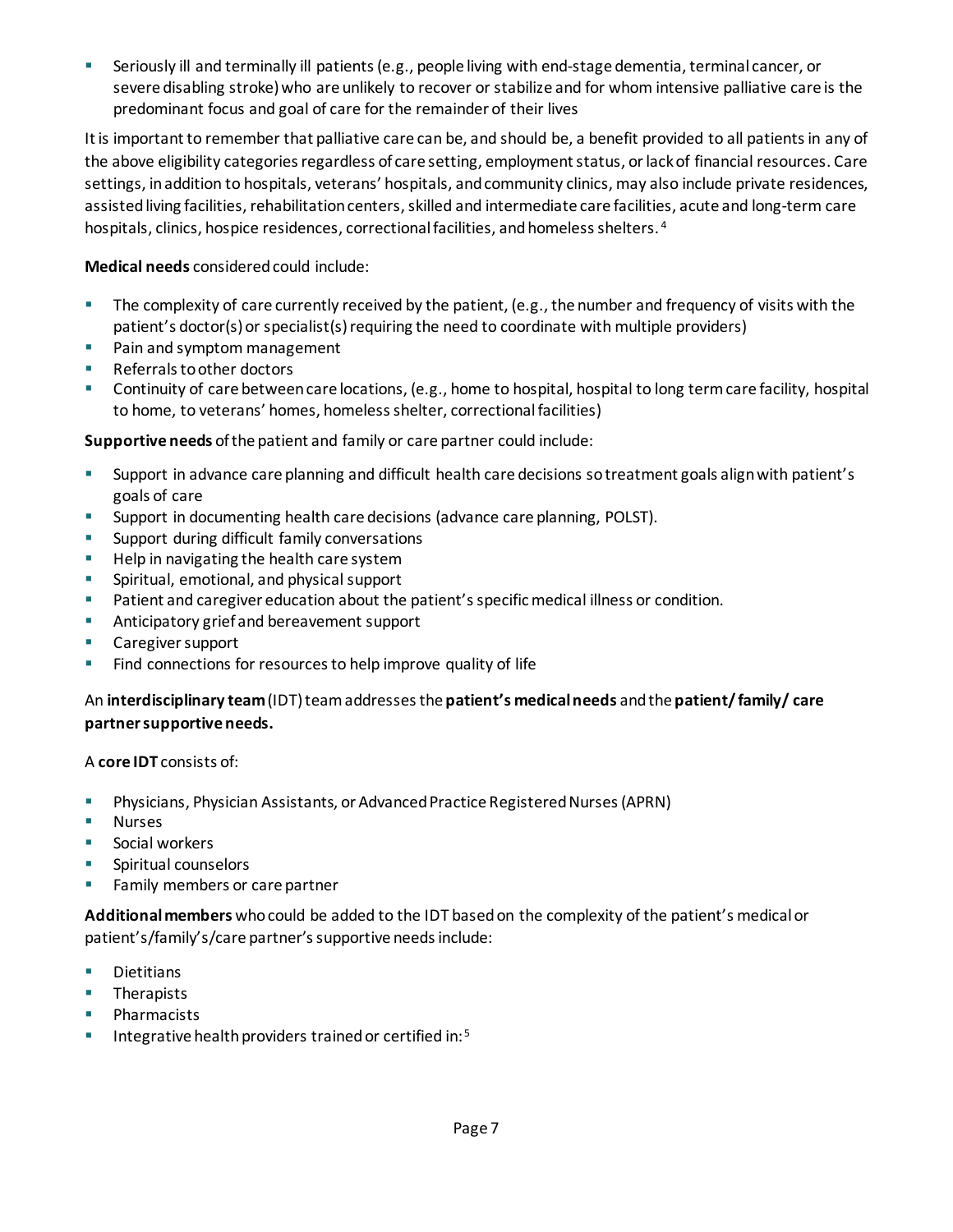- Seriously ill and terminally ill patients (e.g., people living with end-stage dementia, terminal cancer, or severe disabling stroke) who are unlikely to recover or stabilize and for whom intensive palliative care is the predominant focus and goal of care for the remainder of their lives

It is important to remember that palliative care can be, and should be, a benefit provided to all patients in any of the above eligibility categories regardless of care setting, employment status, or lack of financial resources. Care settings, in addition to hospitals, veterans' hospitals, and community clinics, may also include private residences, assisted living facilities, rehabilitation centers, skilled and intermediate care facilities, acute and long-term care hospitals, clinics, hospice residences, correctional facilities, and homeless shelters.[4]

**Medical needs** considered could include:

- The complexity of care currently received by the patient, (e.g., the number and frequency of visits with the patient's doctor(s) or specialist(s) requiring the need to coordinate with multiple providers)
- Pain and symptom management
- Referrals to other doctors
- Continuity of care between care locations, (e.g., home to hospital, hospital to long term care facility, hospital to home, to veterans' homes, homeless shelter, correctional facilities)

**Supportive needs** of the patient and family or care partner could include:

- Support in advance care planning and difficult health care decisions so treatment goals align with patient's goals of care
- Support in documenting health care decisions (advance care planning, POLST).
- Support during difficult family conversations
- Help in navigating the health care system
- Spiritual, emotional, and physical support
- Patient and caregiver education about the patient's specific medical illness or condition.
- Anticipatory grief and bereavement support
- Caregiver support
- Find connections for resources to help improve quality of life

An **interdisciplinary team** (IDT) team addresses the **patient's medical needs** and the **patient/ family/ care partner supportive needs.**

A **core IDT** consists of:

- Physicians, Physician Assistants, or Advanced Practice Registered Nurses (APRN)
- Nurses
- Social workers
- Spiritual counselors
- Family members or care partner

**Additional members** who could be added to the IDT based on the complexity of the patient's medical or patient's/family's/care partner's supportive needs include:

- Dietitians
- Therapists
- Pharmacists
- Integrative health providers trained or certified in:[5]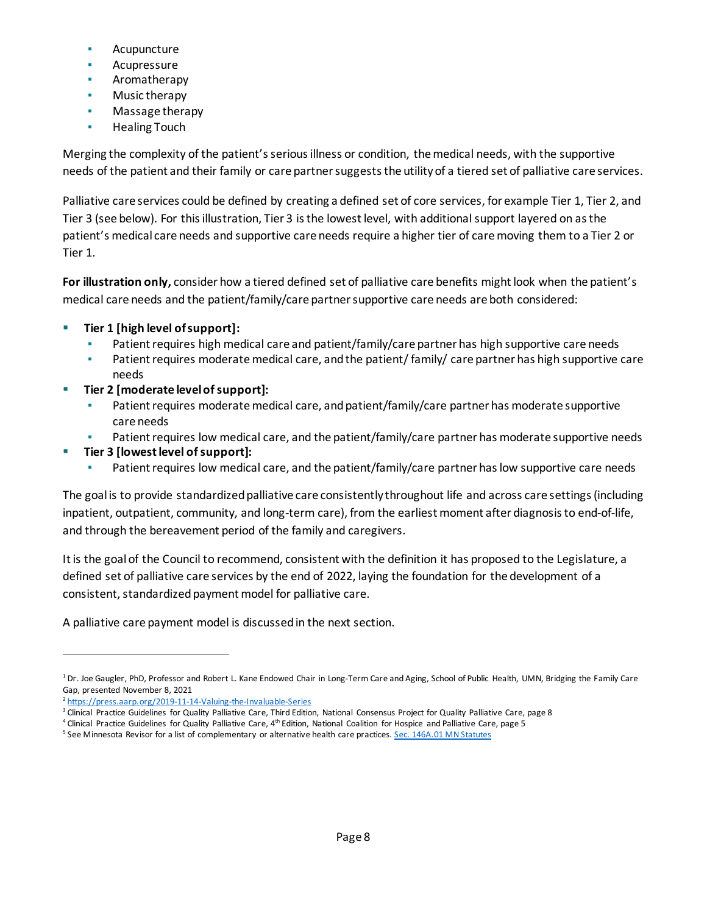- Acupuncture
- Acupressure
- Aromatherapy
- Music therapy
- Massage therapy
- Healing Touch

Merging the complexity of the patient's serious illness or condition, the medical needs, with the supportive needs of the patient and their family or care partner suggests the utility of a tiered set of palliative care services.

Palliative care services could be defined by creating a defined set of core services, for example Tier 1, Tier 2, and Tier 3 (see below). For this illustration, Tier 3 is the lowest level, with additional support layered on as the patient's medical care needs and supportive care needs require a higher tier of care moving them to a Tier 2 or Tier 1.

**For illustration only,** consider how a tiered defined set of palliative care benefits might look when the patient's medical care needs and the patient/family/care partner supportive care needs are both considered:

- **Tier 1 [high level of support]:**
  - Patient requires high medical care and patient/family/care partner has high supportive care needs
  - Patient requires moderate medical care, and the patient/ family/ care partner has high supportive care needs
- **Tier 2 [moderate level of support]:**
  - Patient requires moderate medical care, and patient/family/care partner has moderate supportive care needs
  - Patient requires low medical care, and the patient/family/care partner has moderate supportive needs
- **Tier 3 [lowest level of support]:**
  - Patient requires low medical care, and the patient/family/care partner has low supportive care needs

The goal is to provide standardized palliative care consistently throughout life and across care settings (including inpatient, outpatient, community, and long-term care), from the earliest moment after diagnosis to end-of-life, and through the bereavement period of the family and caregivers.

It is the goal of the Council to recommend, consistent with the definition it has proposed to the Legislature, a defined set of palliative care services by the end of 2022, laying the foundation for the development of a consistent, standardized payment model for palliative care.

A palliative care payment model is discussed in the next section.

---

[1] Dr. Joe Gaugler, PhD, Professor and Robert L. Kane Endowed Chair in Long-Term Care and Aging, School of Public Health, UMN, Bridging the Family Care Gap, presented November 8, 2021

[2] https://press.aarp.org/2019-11-14-Valuing-the-Invaluable-Series

[3] Clinical Practice Guidelines for Quality Palliative Care, Third Edition, National Consensus Project for Quality Palliative Care, page 8

[4] Clinical Practice Guidelines for Quality Palliative Care, 4th Edition, National Coalition for Hospice and Palliative Care, page 5

[5] See Minnesota Revisor for a list of complementary or alternative health care practices. Sec. 146A.01 MN Statutes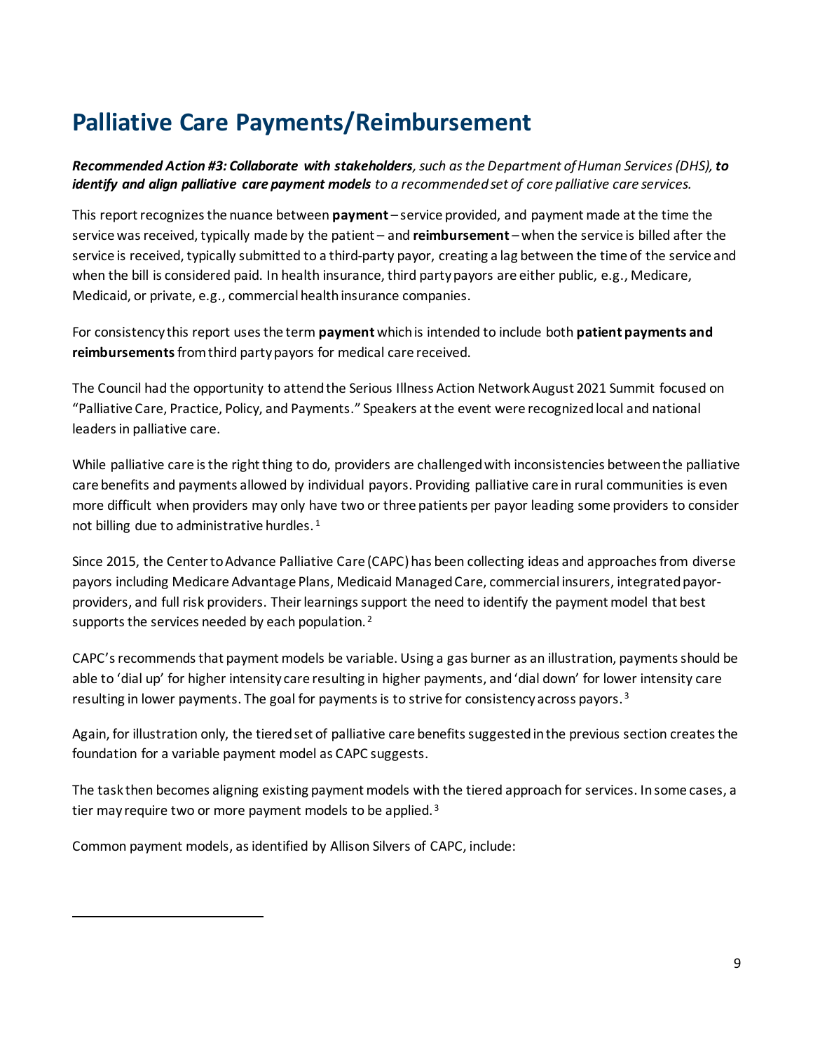## Palliative Care Payments/Reimbursement

***Recommended Action #3: Collaborate with stakeholders****, such as the Department of Human Services (DHS),* ***to identify and align palliative care payment models*** *to a recommended set of core palliative care services.*

This report recognizes the nuance between **payment** – service provided, and payment made at the time the service was received, typically made by the patient – and **reimbursement** – when the service is billed after the service is received, typically submitted to a third-party payor, creating a lag between the time of the service and when the bill is considered paid. In health insurance, third party payors are either public, e.g., Medicare, Medicaid, or private, e.g., commercial health insurance companies.

For consistency this report uses the term **payment** which is intended to include both **patient payments and reimbursements** from third party payors for medical care received.

The Council had the opportunity to attend the Serious Illness Action Network August 2021 Summit focused on "Palliative Care, Practice, Policy, and Payments." Speakers at the event were recognized local and national leaders in palliative care.

While palliative care is the right thing to do, providers are challenged with inconsistencies between the palliative care benefits and payments allowed by individual payors. Providing palliative care in rural communities is even more difficult when providers may only have two or three patients per payor leading some providers to consider not billing due to administrative hurdles.[1]

Since 2015, the Center to Advance Palliative Care (CAPC) has been collecting ideas and approaches from diverse payors including Medicare Advantage Plans, Medicaid Managed Care, commercial insurers, integrated payor-providers, and full risk providers. Their learnings support the need to identify the payment model that best supports the services needed by each population.[2]

CAPC's recommends that payment models be variable. Using a gas burner as an illustration, payments should be able to 'dial up' for higher intensity care resulting in higher payments, and 'dial down' for lower intensity care resulting in lower payments. The goal for payments is to strive for consistency across payors.[3]

Again, for illustration only, the tiered set of palliative care benefits suggested in the previous section creates the foundation for a variable payment model as CAPC suggests.

The task then becomes aligning existing payment models with the tiered approach for services. In some cases, a tier may require two or more payment models to be applied.[3]

Common payment models, as identified by Allison Silvers of CAPC, include: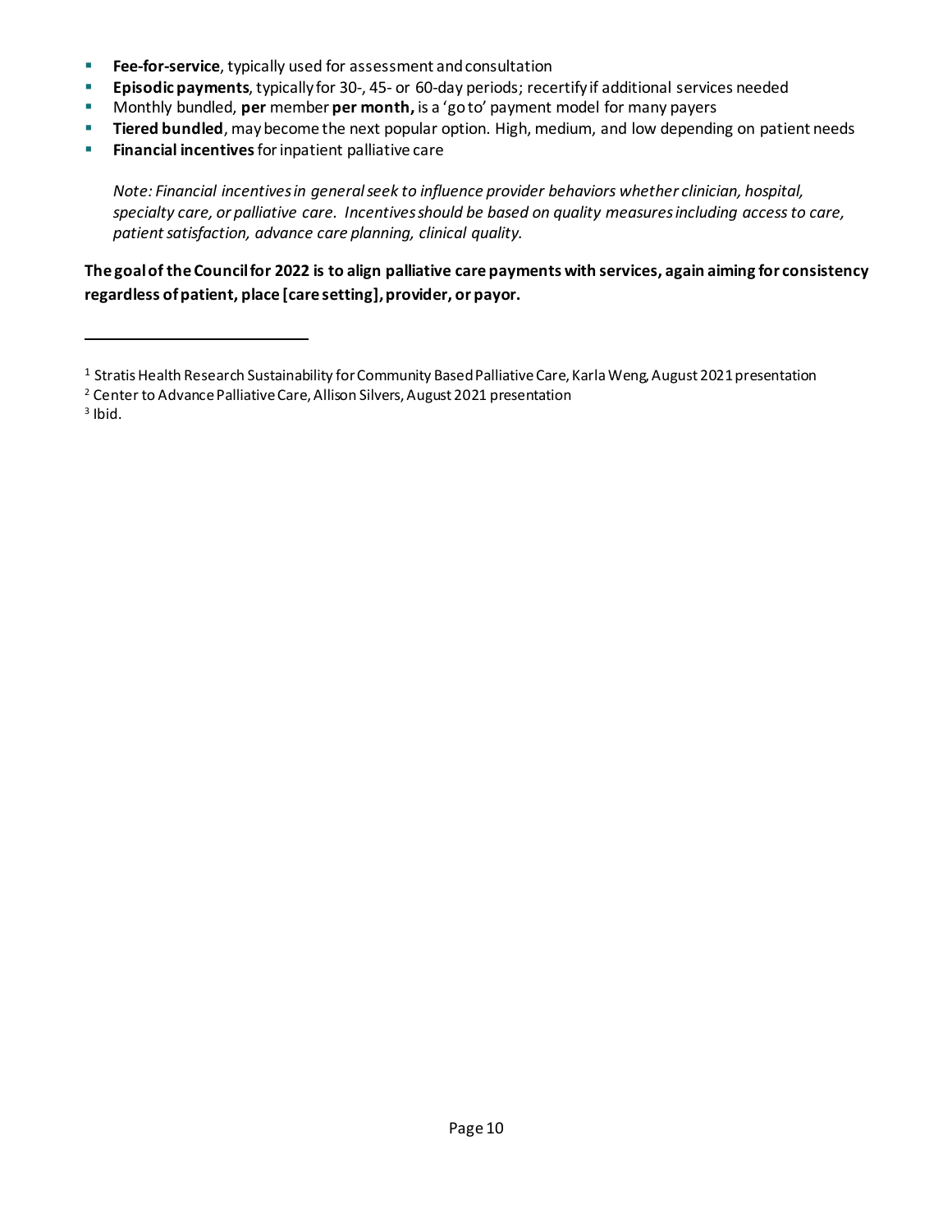- **Fee-for-service**, typically used for assessment and consultation
- **Episodic payments**, typically for 30-, 45- or 60-day periods; recertify if additional services needed
- Monthly bundled, **per** member **per month,** is a 'go to' payment model for many payers
- **Tiered bundled**, may become the next popular option. High, medium, and low depending on patient needs
- **Financial incentives** for inpatient palliative care

  *Note: Financial incentives in general seek to influence provider behaviors whether clinician, hospital, specialty care, or palliative care. Incentives should be based on quality measures including access to care, patient satisfaction, advance care planning, clinical quality.*

**The goal of the Council for 2022 is to align palliative care payments with services, again aiming for consistency regardless of patient, place [care setting], provider, or payor.**

---

[1] Stratis Health Research Sustainability for Community Based Palliative Care, Karla Weng, August 2021 presentation

[2] Center to Advance Palliative Care, Allison Silvers, August 2021 presentation

[3] Ibid.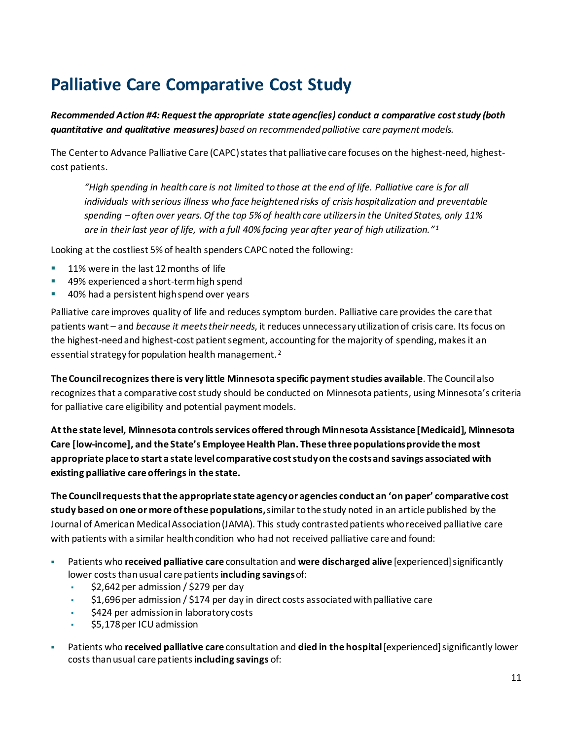# Palliative Care Comparative Cost Study

***Recommended Action #4: Request the appropriate state agenc(ies) conduct a comparative cost study (both quantitative and qualitative measures)** based on recommended palliative care payment models.*

The Center to Advance Palliative Care (CAPC) states that palliative care focuses on the highest-need, highest-cost patients.

> *"High spending in health care is not limited to those at the end of life. Palliative care is for all individuals with serious illness who face heightened risks of crisis hospitalization and preventable spending – often over years. Of the top 5% of health care utilizers in the United States, only 11% are in their last year of life, with a full 40% facing year after year of high utilization."*[1]

Looking at the costliest 5% of health spenders CAPC noted the following:

- 11% were in the last 12 months of life
- 49% experienced a short-term high spend
- 40% had a persistent high spend over years

Palliative care improves quality of life and reduces symptom burden. Palliative care provides the care that patients want – and *because it meets their needs*, it reduces unnecessary utilization of crisis care. Its focus on the highest-need and highest-cost patient segment, accounting for the majority of spending, makes it an essential strategy for population health management.[2]

**The Council recognizes there is very little Minnesota specific payment studies available**. The Council also recognizes that a comparative cost study should be conducted on Minnesota patients, using Minnesota's criteria for palliative care eligibility and potential payment models.

**At the state level, Minnesota controls services offered through Minnesota Assistance [Medicaid], Minnesota Care [low-income], and the State's Employee Health Plan. These three populations provide the most appropriate place to start a state level comparative cost study on the costs and savings associated with existing palliative care offerings in the state.**

**The Council requests that the appropriate state agency or agencies conduct an 'on paper' comparative cost study based on one or more of these populations,** similar to the study noted in an article published by the Journal of American Medical Association (JAMA). This study contrasted patients who received palliative care with patients with a similar health condition who had not received palliative care and found:

- Patients who **received palliative care** consultation and **were discharged alive** [experienced] significantly lower costs than usual care patients **including savings** of:
  - $2,642 per admission / $279 per day
  - $1,696 per admission / $174 per day in direct costs associated with palliative care
  - $424 per admission in laboratory costs
  - $5,178 per ICU admission
- Patients who **received palliative care** consultation and **died in the hospital** [experienced] significantly lower costs than usual care patients **including savings** of: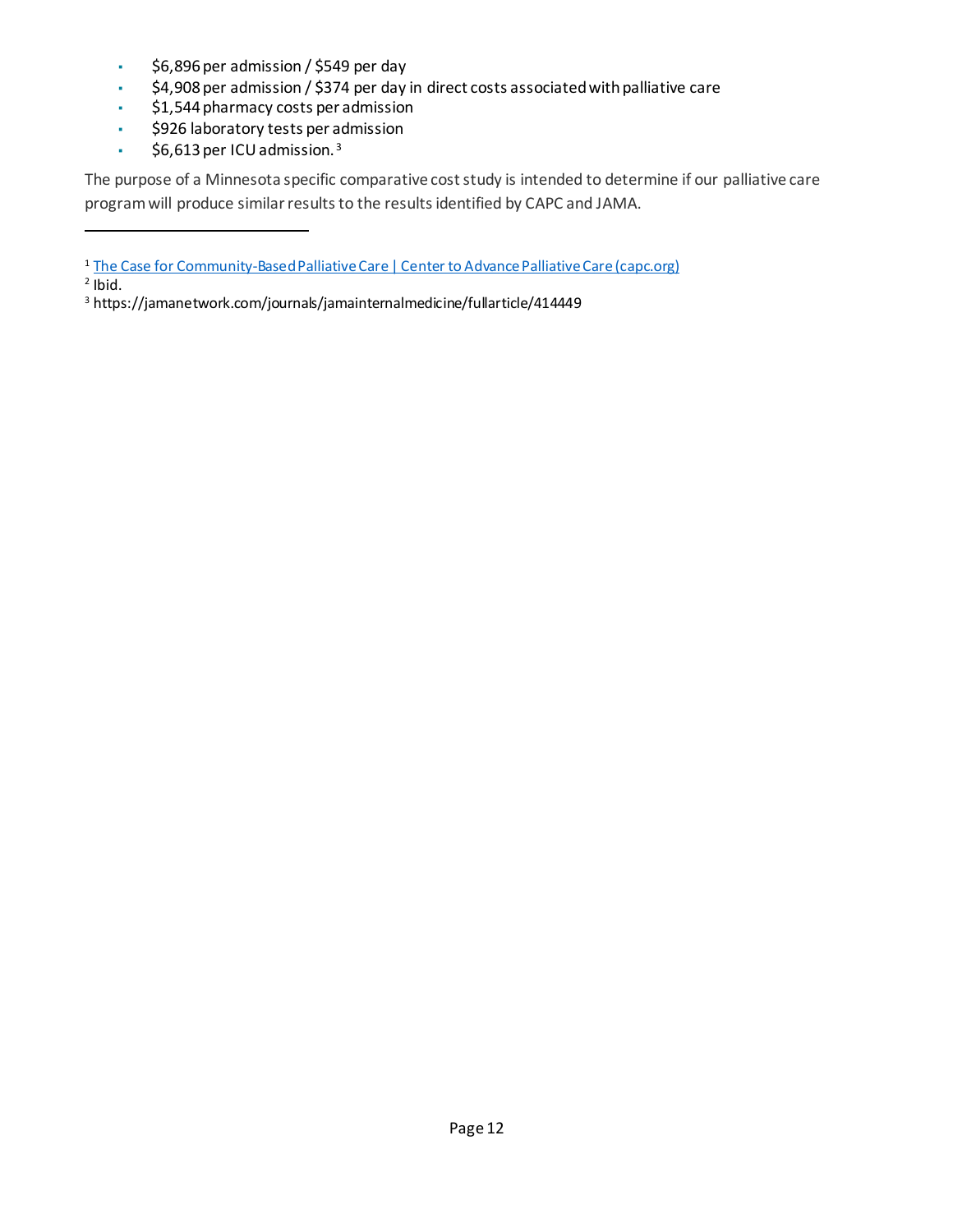- $6,896 per admission / $549 per day
- $4,908 per admission / $374 per day in direct costs associated with palliative care
- $1,544 pharmacy costs per admission
- $926 laboratory tests per admission
- $6,613 per ICU admission.[3]

The purpose of a Minnesota specific comparative cost study is intended to determine if our palliative care program will produce similar results to the results identified by CAPC and JAMA.

---

[1] The Case for Community-Based Palliative Care | Center to Advance Palliative Care (capc.org)

[2] Ibid.

[3] https://jamanetwork.com/journals/jamainternalmedicine/fullarticle/414449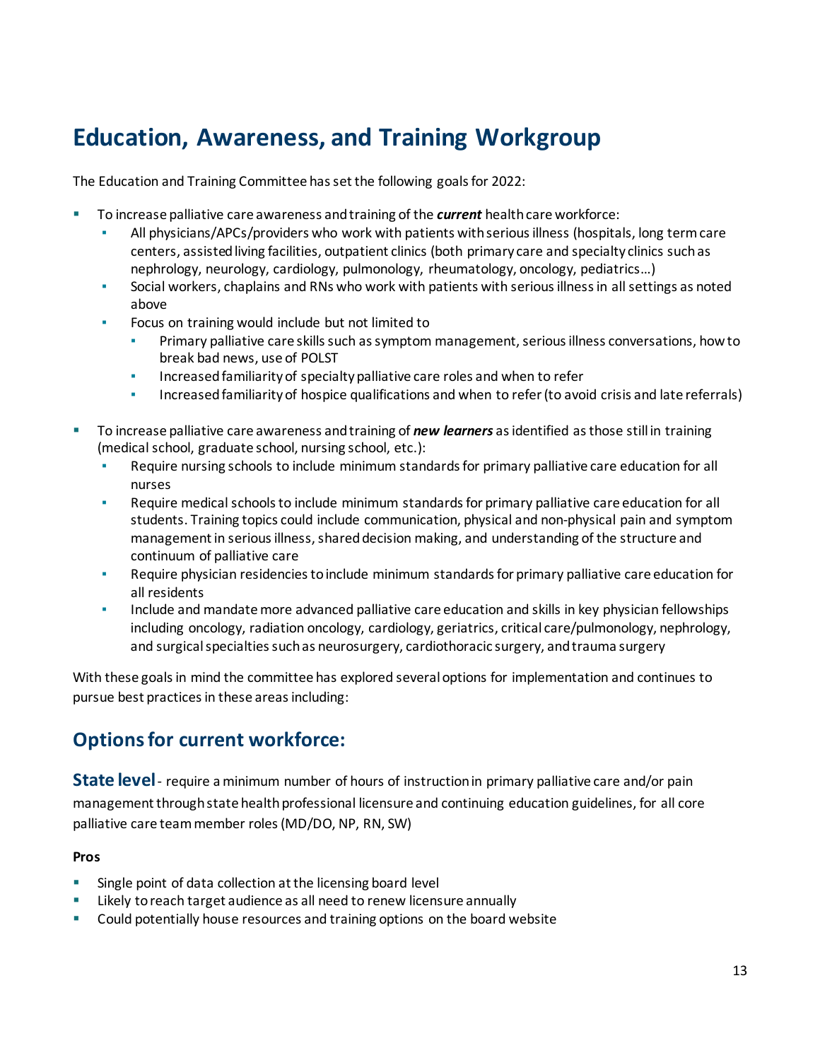# Education, Awareness, and Training Workgroup

The Education and Training Committee has set the following goals for 2022:

- To increase palliative care awareness and training of the ***current*** health care workforce:
  - All physicians/APCs/providers who work with patients with serious illness (hospitals, long term care centers, assisted living facilities, outpatient clinics (both primary care and specialty clinics such as nephrology, neurology, cardiology, pulmonology, rheumatology, oncology, pediatrics…)
  - Social workers, chaplains and RNs who work with patients with serious illness in all settings as noted above
  - Focus on training would include but not limited to
    - Primary palliative care skills such as symptom management, serious illness conversations, how to break bad news, use of POLST
    - Increased familiarity of specialty palliative care roles and when to refer
    - Increased familiarity of hospice qualifications and when to refer (to avoid crisis and late referrals)

- To increase palliative care awareness and training of ***new learners*** as identified as those still in training (medical school, graduate school, nursing school, etc.):
  - Require nursing schools to include minimum standards for primary palliative care education for all nurses
  - Require medical schools to include minimum standards for primary palliative care education for all students. Training topics could include communication, physical and non-physical pain and symptom management in serious illness, shared decision making, and understanding of the structure and continuum of palliative care
  - Require physician residencies to include minimum standards for primary palliative care education for all residents
  - Include and mandate more advanced palliative care education and skills in key physician fellowships including oncology, radiation oncology, cardiology, geriatrics, critical care/pulmonology, nephrology, and surgical specialties such as neurosurgery, cardiothoracic surgery, and trauma surgery

With these goals in mind the committee has explored several options for implementation and continues to pursue best practices in these areas including:

## Options for current workforce:

**State level** - require a minimum number of hours of instruction in primary palliative care and/or pain management through state health professional licensure and continuing education guidelines, for all core palliative care team member roles (MD/DO, NP, RN, SW)

**Pros**

- Single point of data collection at the licensing board level
- Likely to reach target audience as all need to renew licensure annually
- Could potentially house resources and training options on the board website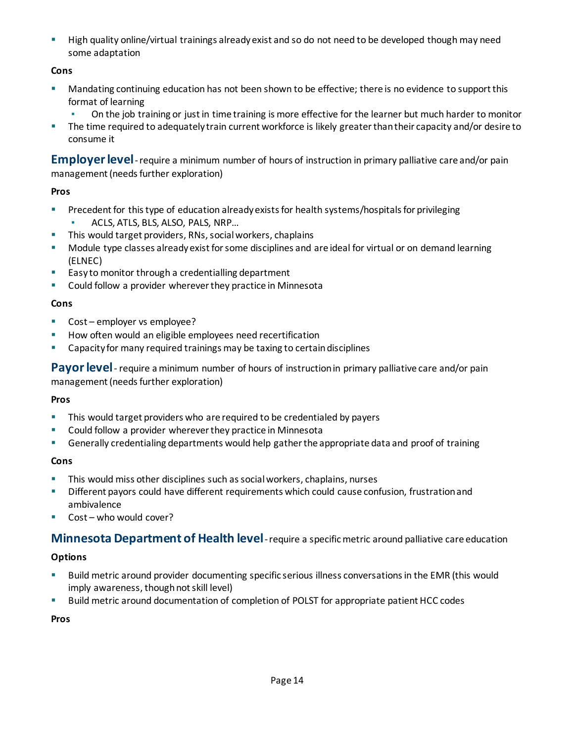- High quality online/virtual trainings already exist and so do not need to be developed though may need some adaptation

**Cons**

- Mandating continuing education has not been shown to be effective; there is no evidence to support this format of learning
  - On the job training or just in time training is more effective for the learner but much harder to monitor
- The time required to adequately train current workforce is likely greater than their capacity and/or desire to consume it

## Employer level - require a minimum number of hours of instruction in primary palliative care and/or pain management (needs further exploration)

**Pros**

- Precedent for this type of education already exists for health systems/hospitals for privileging
  - ACLS, ATLS, BLS, ALSO, PALS, NRP…
- This would target providers, RNs, social workers, chaplains
- Module type classes already exist for some disciplines and are ideal for virtual or on demand learning (ELNEC)
- Easy to monitor through a credentialling department
- Could follow a provider wherever they practice in Minnesota

**Cons**

- Cost – employer vs employee?
- How often would an eligible employees need recertification
- Capacity for many required trainings may be taxing to certain disciplines

## Payor level - require a minimum number of hours of instruction in primary palliative care and/or pain management (needs further exploration)

**Pros**

- This would target providers who are required to be credentialed by payers
- Could follow a provider wherever they practice in Minnesota
- Generally credentialing departments would help gather the appropriate data and proof of training

**Cons**

- This would miss other disciplines such as social workers, chaplains, nurses
- Different payors could have different requirements which could cause confusion, frustration and ambivalence
- Cost – who would cover?

## Minnesota Department of Health level - require a specific metric around palliative care education

**Options**

- Build metric around provider documenting specific serious illness conversations in the EMR (this would imply awareness, though not skill level)
- Build metric around documentation of completion of POLST for appropriate patient HCC codes

**Pros**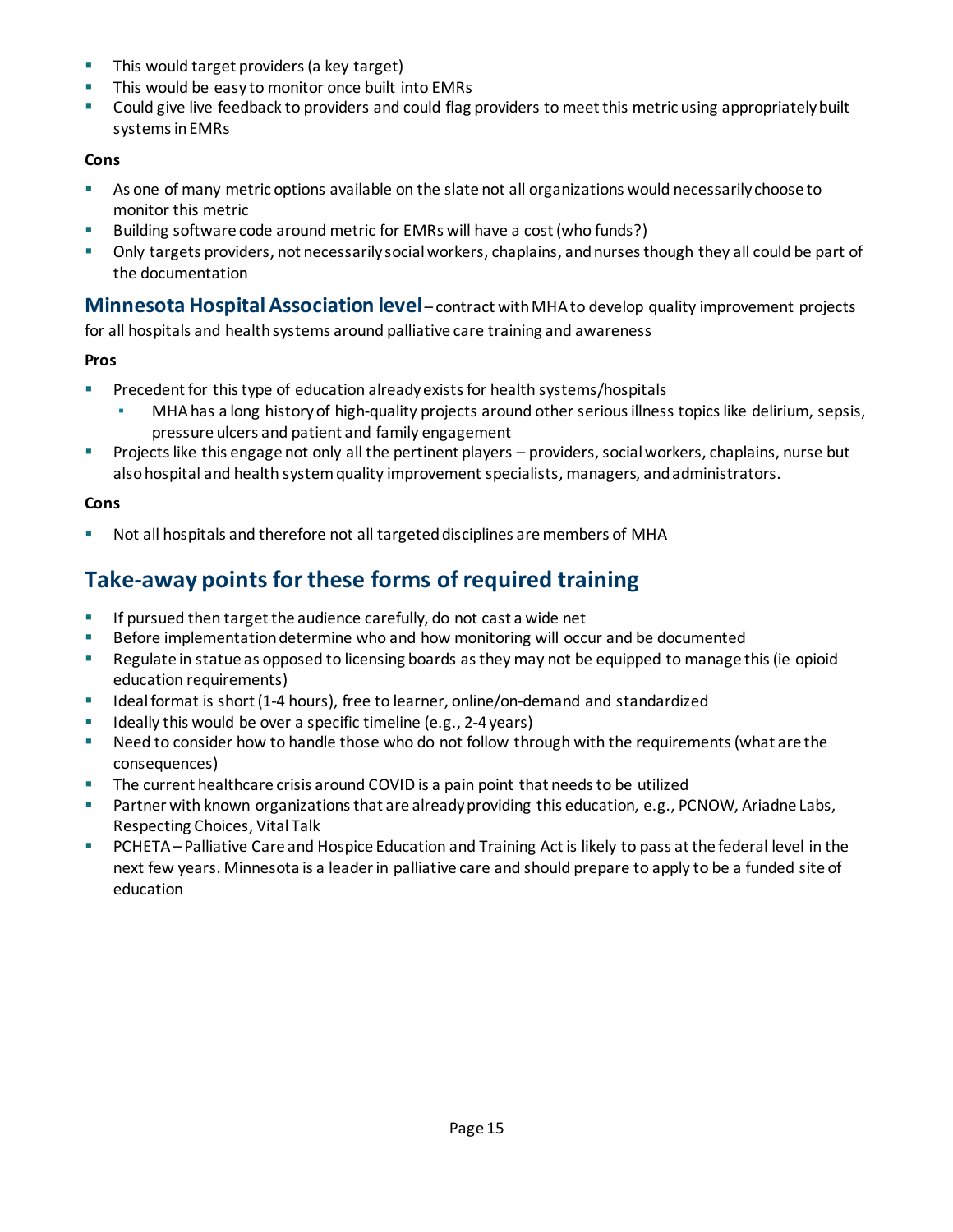- This would target providers (a key target)
- This would be easy to monitor once built into EMRs
- Could give live feedback to providers and could flag providers to meet this metric using appropriately built systems in EMRs

**Cons**

- As one of many metric options available on the slate not all organizations would necessarily choose to monitor this metric
- Building software code around metric for EMRs will have a cost (who funds?)
- Only targets providers, not necessarily social workers, chaplains, and nurses though they all could be part of the documentation

### Minnesota Hospital Association level – contract with MHA to develop quality improvement projects for all hospitals and health systems around palliative care training and awareness

**Pros**

- Precedent for this type of education already exists for health systems/hospitals
  - MHA has a long history of high-quality projects around other serious illness topics like delirium, sepsis, pressure ulcers and patient and family engagement
- Projects like this engage not only all the pertinent players – providers, social workers, chaplains, nurse but also hospital and health system quality improvement specialists, managers, and administrators.

**Cons**

- Not all hospitals and therefore not all targeted disciplines are members of MHA

## Take-away points for these forms of required training

- If pursued then target the audience carefully, do not cast a wide net
- Before implementation determine who and how monitoring will occur and be documented
- Regulate in statue as opposed to licensing boards as they may not be equipped to manage this (ie opioid education requirements)
- Ideal format is short (1-4 hours), free to learner, online/on-demand and standardized
- Ideally this would be over a specific timeline (e.g., 2-4 years)
- Need to consider how to handle those who do not follow through with the requirements (what are the consequences)
- The current healthcare crisis around COVID is a pain point that needs to be utilized
- Partner with known organizations that are already providing this education, e.g., PCNOW, Ariadne Labs, Respecting Choices, Vital Talk
- PCHETA – Palliative Care and Hospice Education and Training Act is likely to pass at the federal level in the next few years. Minnesota is a leader in palliative care and should prepare to apply to be a funded site of education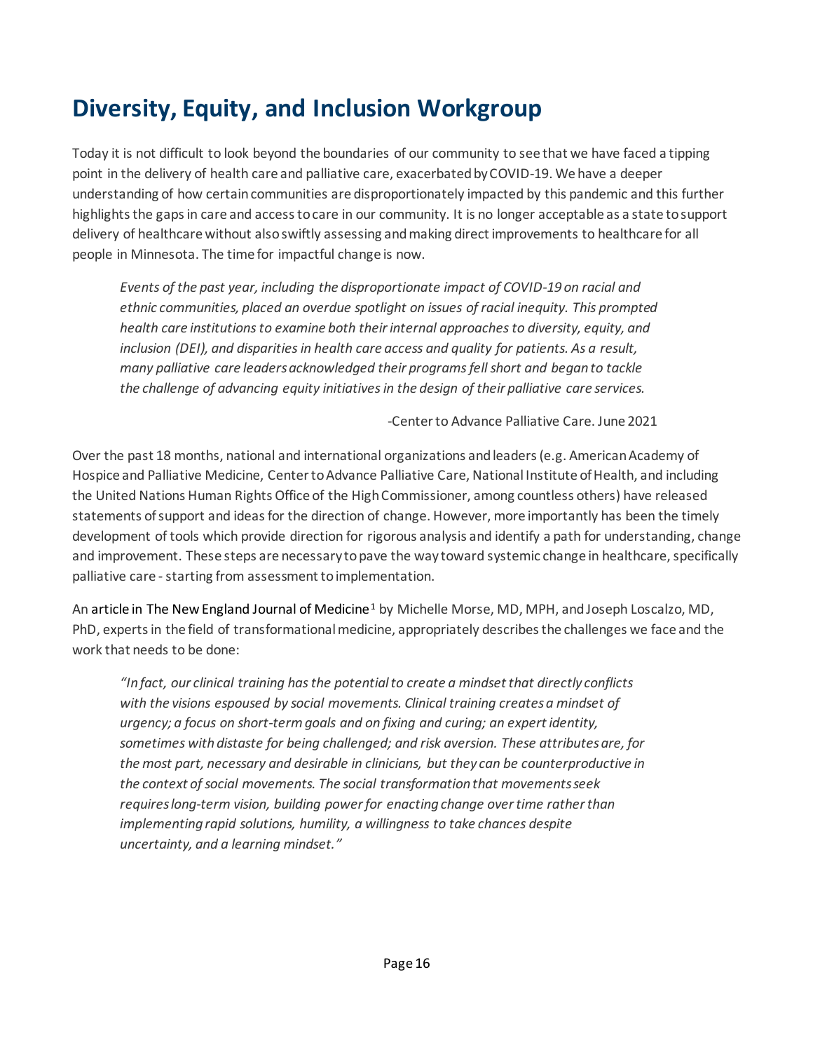# Diversity, Equity, and Inclusion Workgroup

Today it is not difficult to look beyond the boundaries of our community to see that we have faced a tipping point in the delivery of health care and palliative care, exacerbated by COVID-19. We have a deeper understanding of how certain communities are disproportionately impacted by this pandemic and this further highlights the gaps in care and access to care in our community. It is no longer acceptable as a state to support delivery of healthcare without also swiftly assessing and making direct improvements to healthcare for all people in Minnesota. The time for impactful change is now.

> *Events of the past year, including the disproportionate impact of COVID-19 on racial and ethnic communities, placed an overdue spotlight on issues of racial inequity. This prompted health care institutions to examine both their internal approaches to diversity, equity, and inclusion (DEI), and disparities in health care access and quality for patients. As a result, many palliative care leaders acknowledged their programs fell short and began to tackle the challenge of advancing equity initiatives in the design of their palliative care services.*
>
> -Center to Advance Palliative Care. June 2021

Over the past 18 months, national and international organizations and leaders (e.g. American Academy of Hospice and Palliative Medicine, Center to Advance Palliative Care, National Institute of Health, and including the United Nations Human Rights Office of the High Commissioner, among countless others) have released statements of support and ideas for the direction of change. However, more importantly has been the timely development of tools which provide direction for rigorous analysis and identify a path for understanding, change and improvement. These steps are necessary to pave the way toward systemic change in healthcare, specifically palliative care - starting from assessment to implementation.

An article in The New England Journal of Medicine[1] by Michelle Morse, MD, MPH, and Joseph Loscalzo, MD, PhD, experts in the field of transformational medicine, appropriately describes the challenges we face and the work that needs to be done:

> *"In fact, our clinical training has the potential to create a mindset that directly conflicts with the visions espoused by social movements. Clinical training creates a mindset of urgency; a focus on short-term goals and on fixing and curing; an expert identity, sometimes with distaste for being challenged; and risk aversion. These attributes are, for the most part, necessary and desirable in clinicians, but they can be counterproductive in the context of social movements. The social transformation that movements seek requires long-term vision, building power for enacting change over time rather than implementing rapid solutions, humility, a willingness to take chances despite uncertainty, and a learning mindset."*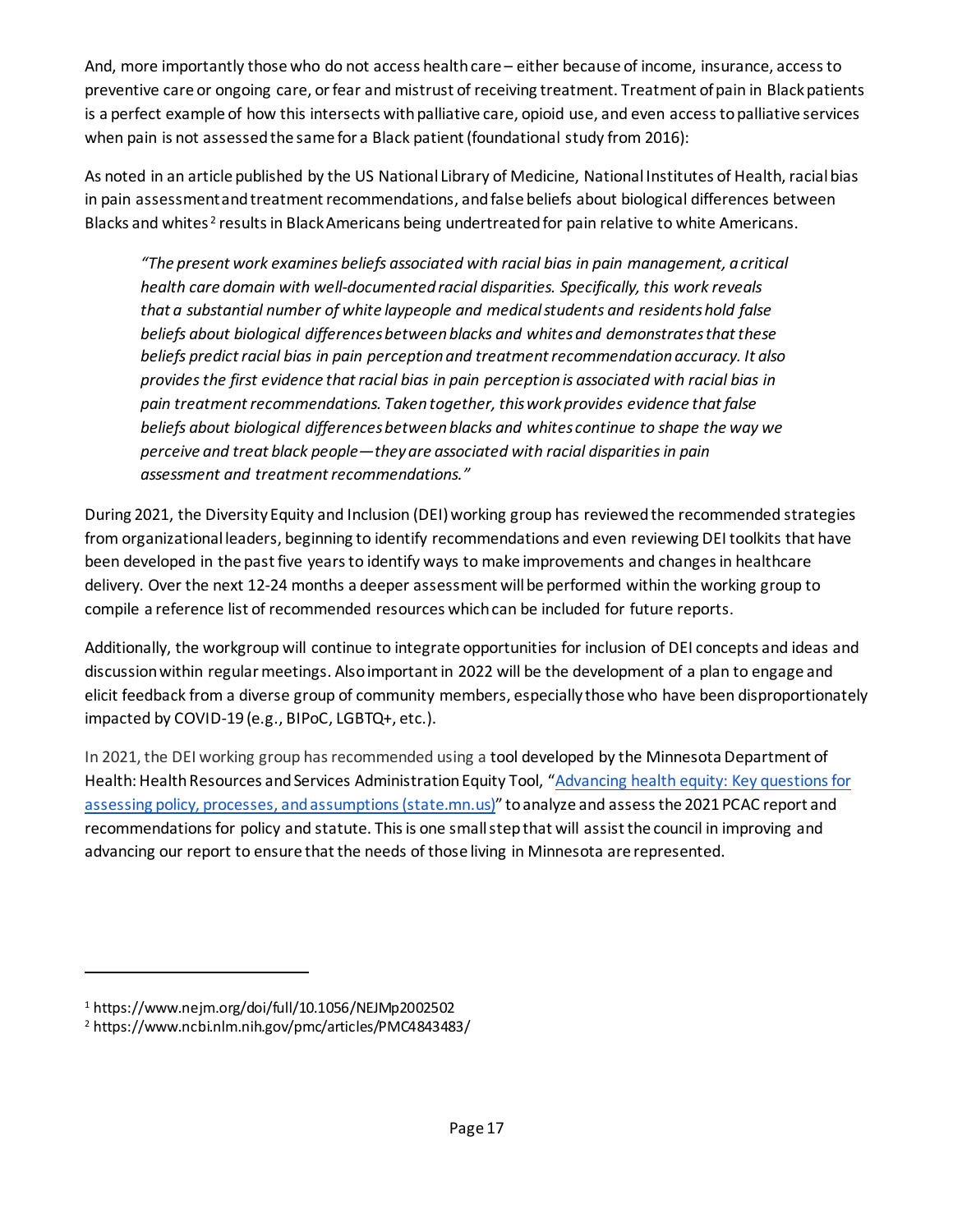And, more importantly those who do not access health care – either because of income, insurance, access to preventive care or ongoing care, or fear and mistrust of receiving treatment. Treatment of pain in Black patients is a perfect example of how this intersects with palliative care, opioid use, and even access to palliative services when pain is not assessed the same for a Black patient (foundational study from 2016):

As noted in an article published by the US National Library of Medicine, National Institutes of Health, racial bias in pain assessment and treatment recommendations, and false beliefs about biological differences between Blacks and whites[2] results in Black Americans being undertreated for pain relative to white Americans.

> *"The present work examines beliefs associated with racial bias in pain management, a critical health care domain with well-documented racial disparities. Specifically, this work reveals that a substantial number of white laypeople and medical students and residents hold false beliefs about biological differences between blacks and whites and demonstrates that these beliefs predict racial bias in pain perception and treatment recommendation accuracy. It also provides the first evidence that racial bias in pain perception is associated with racial bias in pain treatment recommendations. Taken together, this work provides evidence that false beliefs about biological differences between blacks and whites continue to shape the way we perceive and treat black people—they are associated with racial disparities in pain assessment and treatment recommendations."*

During 2021, the Diversity Equity and Inclusion (DEI) working group has reviewed the recommended strategies from organizational leaders, beginning to identify recommendations and even reviewing DEI toolkits that have been developed in the past five years to identify ways to make improvements and changes in healthcare delivery. Over the next 12-24 months a deeper assessment will be performed within the working group to compile a reference list of recommended resources which can be included for future reports.

Additionally, the workgroup will continue to integrate opportunities for inclusion of DEI concepts and ideas and discussion within regular meetings. Also important in 2022 will be the development of a plan to engage and elicit feedback from a diverse group of community members, especially those who have been disproportionately impacted by COVID-19 (e.g., BIPoC, LGBTQ+, etc.).

In 2021, the DEI working group has recommended using a tool developed by the Minnesota Department of Health: Health Resources and Services Administration Equity Tool, "[Advancing health equity: Key questions for assessing policy, processes, and assumptions (state.mn.us)](https://www.health.state.mn.us)" to analyze and assess the 2021 PCAC report and recommendations for policy and statute. This is one small step that will assist the council in improving and advancing our report to ensure that the needs of those living in Minnesota are represented.

---

[1] https://www.nejm.org/doi/full/10.1056/NEJMp2002502

[2] https://www.ncbi.nlm.nih.gov/pmc/articles/PMC4843483/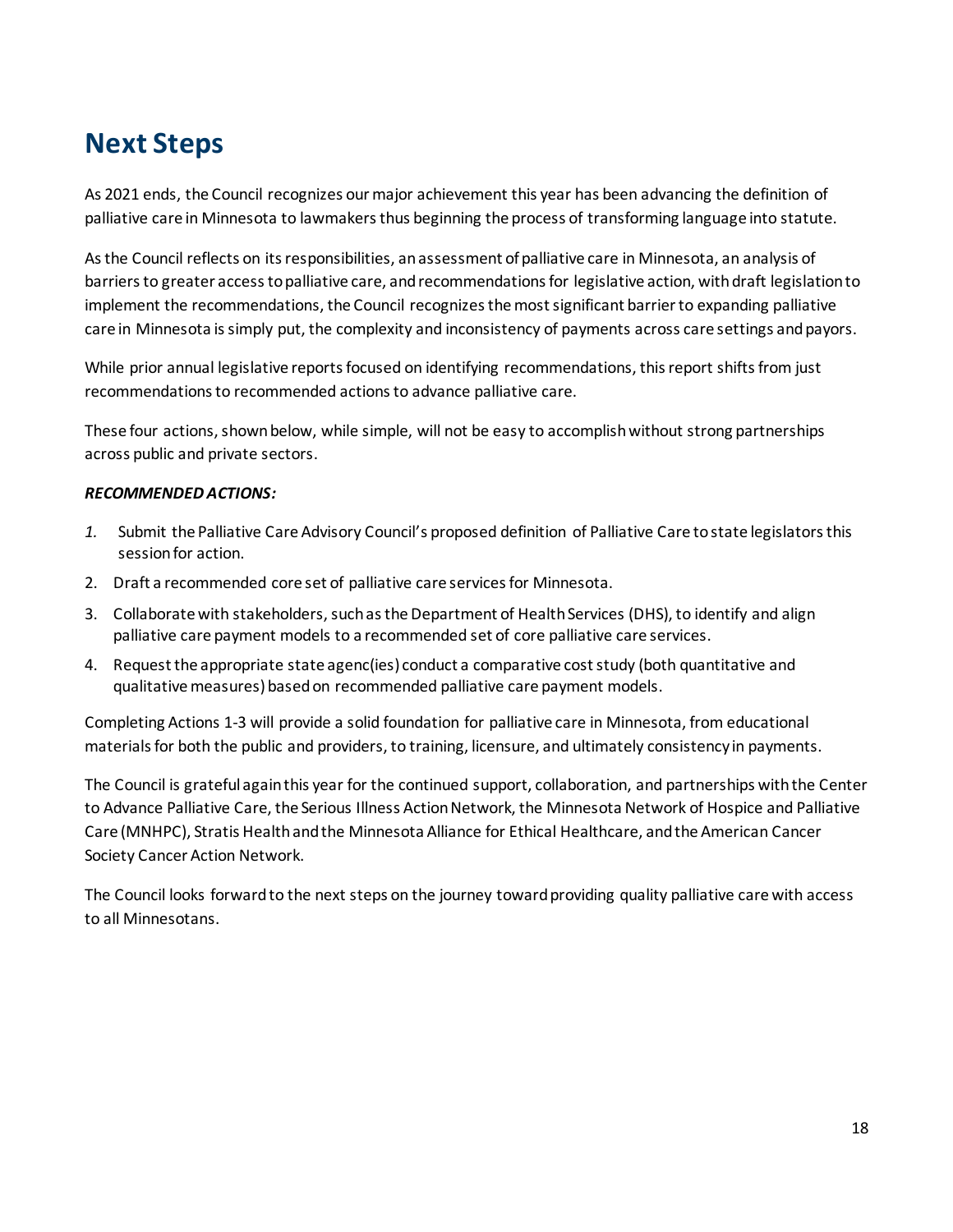# Next Steps

As 2021 ends, the Council recognizes our major achievement this year has been advancing the definition of palliative care in Minnesota to lawmakers thus beginning the process of transforming language into statute.

As the Council reflects on its responsibilities, an assessment of palliative care in Minnesota, an analysis of barriers to greater access to palliative care, and recommendations for legislative action, with draft legislation to implement the recommendations, the Council recognizes the most significant barrier to expanding palliative care in Minnesota is simply put, the complexity and inconsistency of payments across care settings and payors.

While prior annual legislative reports focused on identifying recommendations, this report shifts from just recommendations to recommended actions to advance palliative care.

These four actions, shown below, while simple, will not be easy to accomplish without strong partnerships across public and private sectors.

***RECOMMENDED ACTIONS:***

1. Submit the Palliative Care Advisory Council's proposed definition of Palliative Care to state legislators this session for action.
2. Draft a recommended core set of palliative care services for Minnesota.
3. Collaborate with stakeholders, such as the Department of Health Services (DHS), to identify and align palliative care payment models to a recommended set of core palliative care services.
4. Request the appropriate state agenc(ies) conduct a comparative cost study (both quantitative and qualitative measures) based on recommended palliative care payment models.

Completing Actions 1-3 will provide a solid foundation for palliative care in Minnesota, from educational materials for both the public and providers, to training, licensure, and ultimately consistency in payments.

The Council is grateful again this year for the continued support, collaboration, and partnerships with the Center to Advance Palliative Care, the Serious Illness Action Network, the Minnesota Network of Hospice and Palliative Care (MNHPC), Stratis Health and the Minnesota Alliance for Ethical Healthcare, and the American Cancer Society Cancer Action Network.

The Council looks forward to the next steps on the journey toward providing quality palliative care with access to all Minnesotans.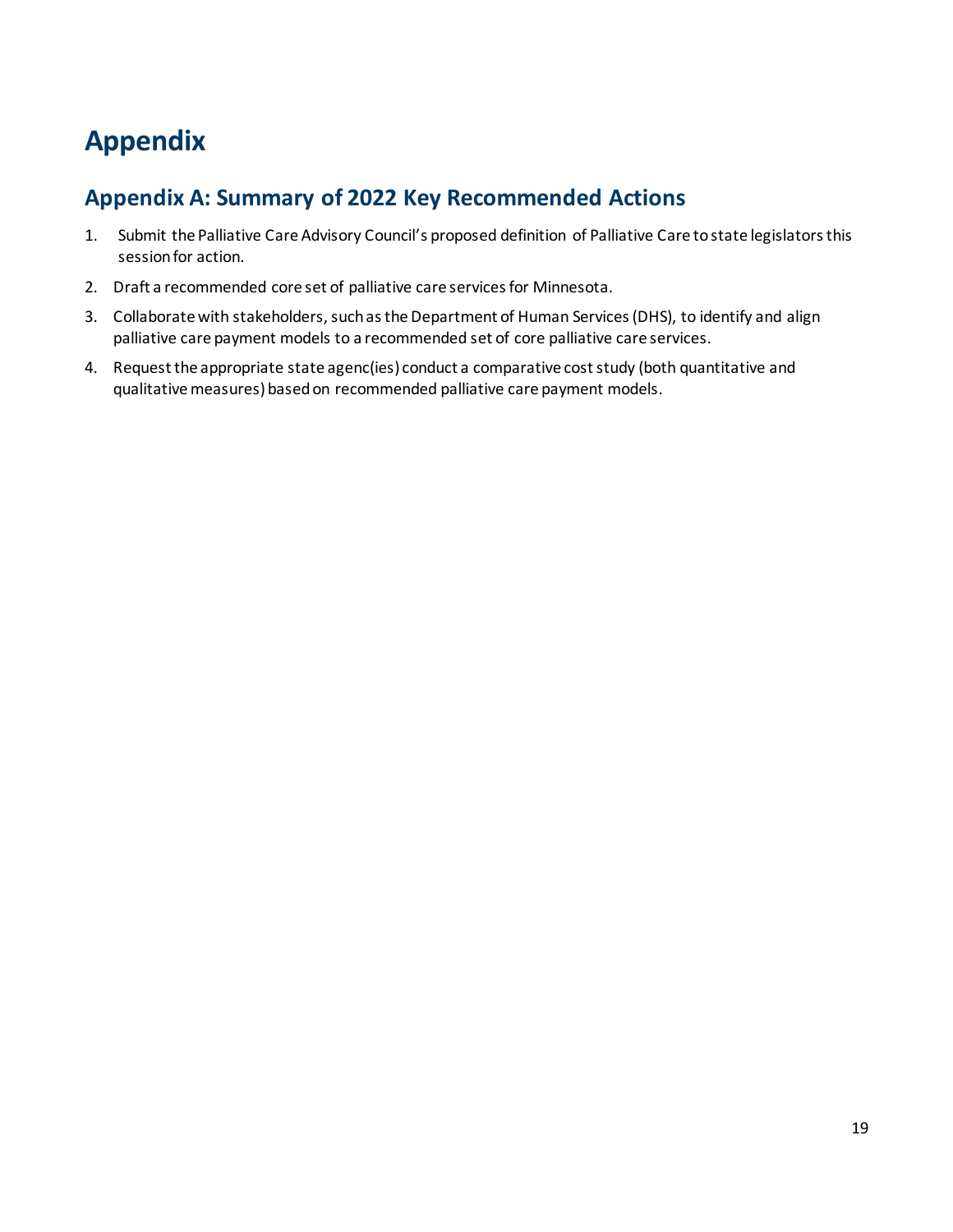# Appendix

## Appendix A: Summary of 2022 Key Recommended Actions

1. Submit the Palliative Care Advisory Council's proposed definition of Palliative Care to state legislators this session for action.
2. Draft a recommended core set of palliative care services for Minnesota.
3. Collaborate with stakeholders, such as the Department of Human Services (DHS), to identify and align palliative care payment models to a recommended set of core palliative care services.
4. Request the appropriate state agenc(ies) conduct a comparative cost study (both quantitative and qualitative measures) based on recommended palliative care payment models.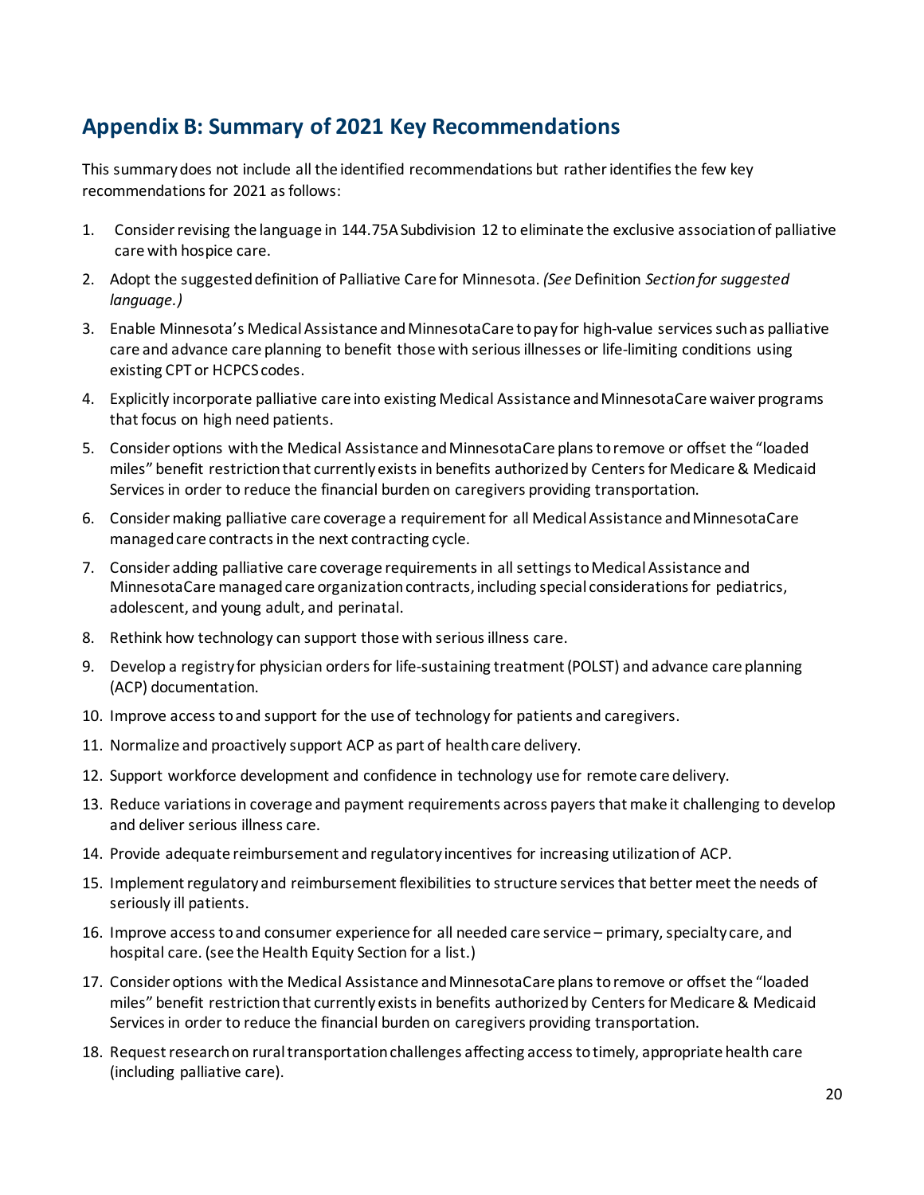## Appendix B: Summary of 2021 Key Recommendations

This summary does not include all the identified recommendations but rather identifies the few key recommendations for 2021 as follows:

1. Consider revising the language in 144.75A Subdivision 12 to eliminate the exclusive association of palliative care with hospice care.
2. Adopt the suggested definition of Palliative Care for Minnesota. *(See* Definition *Section for suggested language.)*
3. Enable Minnesota's Medical Assistance and MinnesotaCare to pay for high-value services such as palliative care and advance care planning to benefit those with serious illnesses or life-limiting conditions using existing CPT or HCPCS codes.
4. Explicitly incorporate palliative care into existing Medical Assistance and MinnesotaCare waiver programs that focus on high need patients.
5. Consider options with the Medical Assistance and MinnesotaCare plans to remove or offset the "loaded miles" benefit restriction that currently exists in benefits authorized by Centers for Medicare & Medicaid Services in order to reduce the financial burden on caregivers providing transportation.
6. Consider making palliative care coverage a requirement for all Medical Assistance and MinnesotaCare managed care contracts in the next contracting cycle.
7. Consider adding palliative care coverage requirements in all settings to Medical Assistance and MinnesotaCare managed care organization contracts, including special considerations for pediatrics, adolescent, and young adult, and perinatal.
8. Rethink how technology can support those with serious illness care.
9. Develop a registry for physician orders for life-sustaining treatment (POLST) and advance care planning (ACP) documentation.
10. Improve access to and support for the use of technology for patients and caregivers.
11. Normalize and proactively support ACP as part of health care delivery.
12. Support workforce development and confidence in technology use for remote care delivery.
13. Reduce variations in coverage and payment requirements across payers that make it challenging to develop and deliver serious illness care.
14. Provide adequate reimbursement and regulatory incentives for increasing utilization of ACP.
15. Implement regulatory and reimbursement flexibilities to structure services that better meet the needs of seriously ill patients.
16. Improve access to and consumer experience for all needed care service – primary, specialty care, and hospital care. (see the Health Equity Section for a list.)
17. Consider options with the Medical Assistance and MinnesotaCare plans to remove or offset the "loaded miles" benefit restriction that currently exists in benefits authorized by Centers for Medicare & Medicaid Services in order to reduce the financial burden on caregivers providing transportation.
18. Request research on rural transportation challenges affecting access to timely, appropriate health care (including palliative care).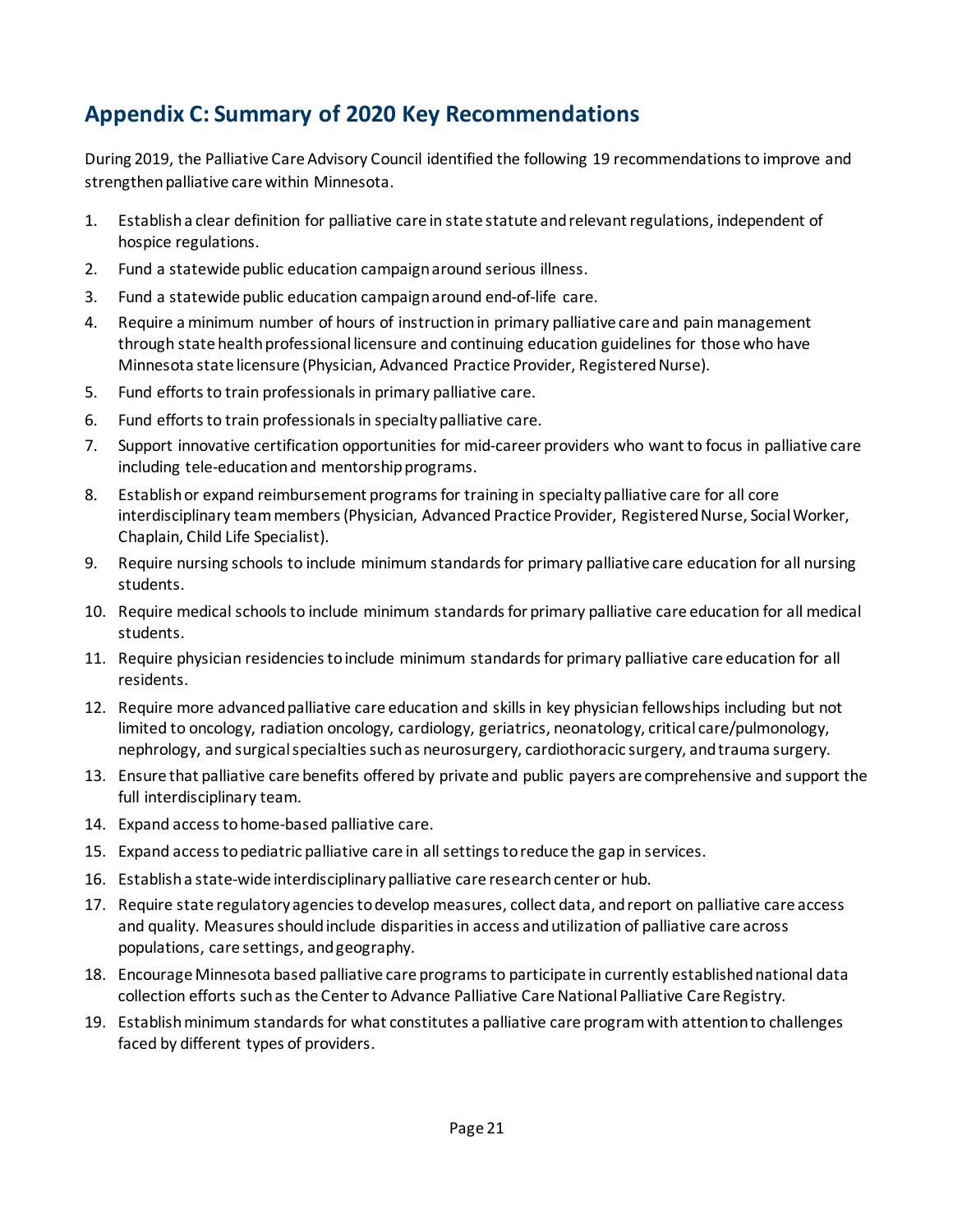## Appendix C: Summary of 2020 Key Recommendations

During 2019, the Palliative Care Advisory Council identified the following 19 recommendations to improve and strengthen palliative care within Minnesota.

1. Establish a clear definition for palliative care in state statute and relevant regulations, independent of hospice regulations.
2. Fund a statewide public education campaign around serious illness.
3. Fund a statewide public education campaign around end-of-life care.
4. Require a minimum number of hours of instruction in primary palliative care and pain management through state health professional licensure and continuing education guidelines for those who have Minnesota state licensure (Physician, Advanced Practice Provider, Registered Nurse).
5. Fund efforts to train professionals in primary palliative care.
6. Fund efforts to train professionals in specialty palliative care.
7. Support innovative certification opportunities for mid-career providers who want to focus in palliative care including tele-education and mentorship programs.
8. Establish or expand reimbursement programs for training in specialty palliative care for all core interdisciplinary team members (Physician, Advanced Practice Provider, Registered Nurse, Social Worker, Chaplain, Child Life Specialist).
9. Require nursing schools to include minimum standards for primary palliative care education for all nursing students.
10. Require medical schools to include minimum standards for primary palliative care education for all medical students.
11. Require physician residencies to include minimum standards for primary palliative care education for all residents.
12. Require more advanced palliative care education and skills in key physician fellowships including but not limited to oncology, radiation oncology, cardiology, geriatrics, neonatology, critical care/pulmonology, nephrology, and surgical specialties such as neurosurgery, cardiothoracic surgery, and trauma surgery.
13. Ensure that palliative care benefits offered by private and public payers are comprehensive and support the full interdisciplinary team.
14. Expand access to home-based palliative care.
15. Expand access to pediatric palliative care in all settings to reduce the gap in services.
16. Establish a state-wide interdisciplinary palliative care research center or hub.
17. Require state regulatory agencies to develop measures, collect data, and report on palliative care access and quality. Measures should include disparities in access and utilization of palliative care across populations, care settings, and geography.
18. Encourage Minnesota based palliative care programs to participate in currently established national data collection efforts such as the Center to Advance Palliative Care National Palliative Care Registry.
19. Establish minimum standards for what constitutes a palliative care program with attention to challenges faced by different types of providers.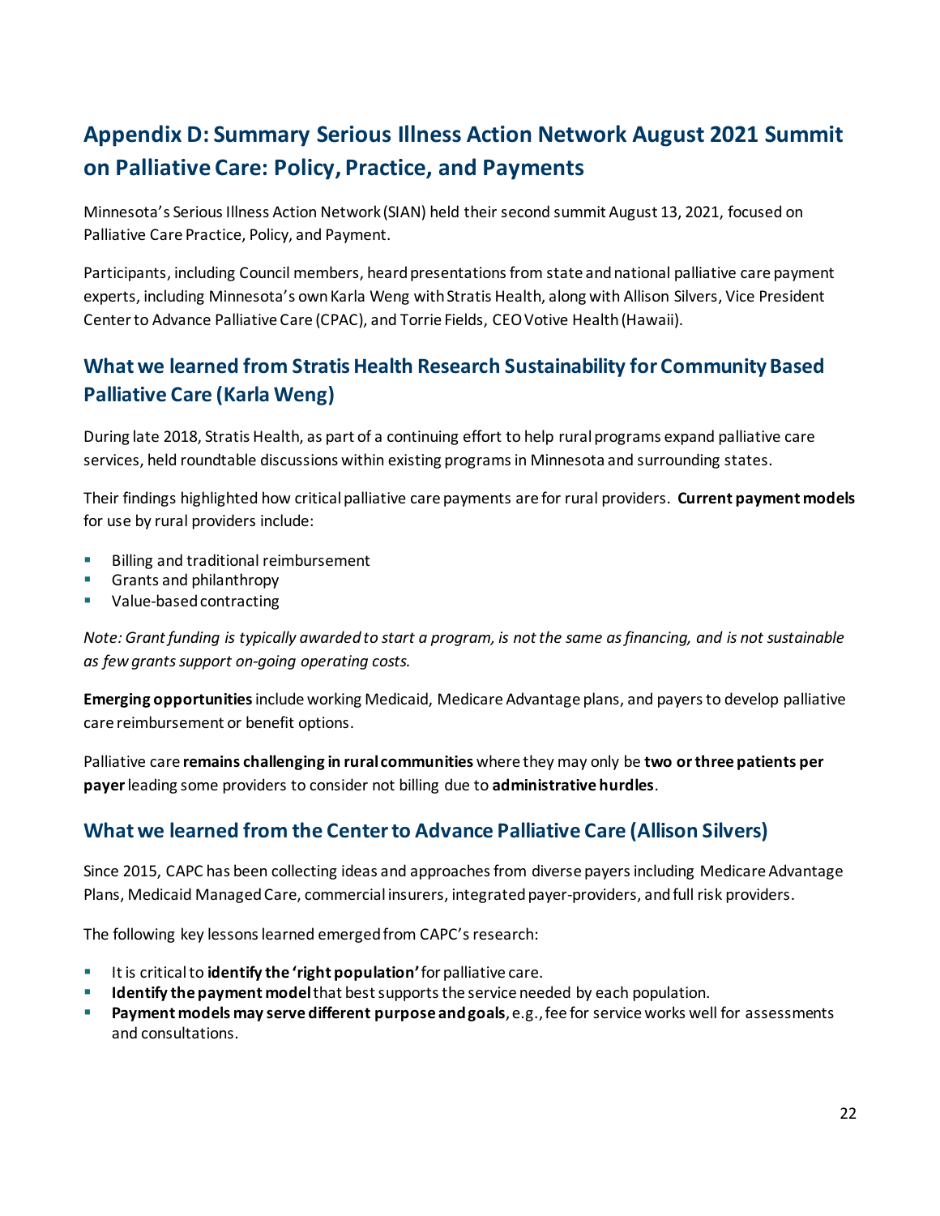## Appendix D: Summary Serious Illness Action Network August 2021 Summit on Palliative Care: Policy, Practice, and Payments

Minnesota's Serious Illness Action Network (SIAN) held their second summit August 13, 2021, focused on Palliative Care Practice, Policy, and Payment.

Participants, including Council members, heard presentations from state and national palliative care payment experts, including Minnesota's own Karla Weng with Stratis Health, along with Allison Silvers, Vice President Center to Advance Palliative Care (CPAC), and Torrie Fields, CEO Votive Health (Hawaii).

### What we learned from Stratis Health Research Sustainability for Community Based Palliative Care (Karla Weng)

During late 2018, Stratis Health, as part of a continuing effort to help rural programs expand palliative care services, held roundtable discussions within existing programs in Minnesota and surrounding states.

Their findings highlighted how critical palliative care payments are for rural providers. **Current payment models** for use by rural providers include:

- Billing and traditional reimbursement
- Grants and philanthropy
- Value-based contracting

*Note: Grant funding is typically awarded to start a program, is not the same as financing, and is not sustainable as few grants support on-going operating costs.*

**Emerging opportunities** include working Medicaid, Medicare Advantage plans, and payers to develop palliative care reimbursement or benefit options.

Palliative care **remains challenging in rural communities** where they may only be **two or three patients per payer** leading some providers to consider not billing due to **administrative hurdles**.

### What we learned from the Center to Advance Palliative Care (Allison Silvers)

Since 2015, CAPC has been collecting ideas and approaches from diverse payers including Medicare Advantage Plans, Medicaid Managed Care, commercial insurers, integrated payer-providers, and full risk providers.

The following key lessons learned emerged from CAPC's research:

- It is critical to **identify the 'right population'** for palliative care.
- **Identify the payment model** that best supports the service needed by each population.
- **Payment models may serve different purpose and goals**, e.g., fee for service works well for assessments and consultations.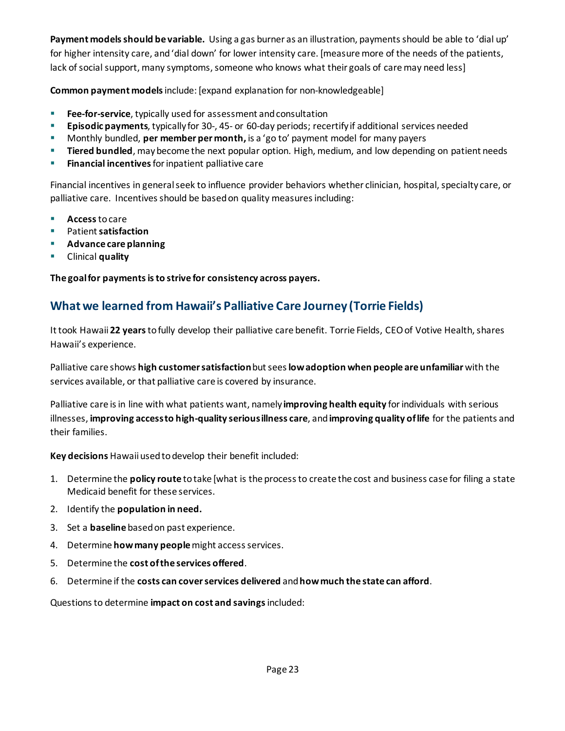**Payment models should be variable.** Using a gas burner as an illustration, payments should be able to 'dial up' for higher intensity care, and 'dial down' for lower intensity care. [measure more of the needs of the patients, lack of social support, many symptoms, someone who knows what their goals of care may need less]

**Common payment models** include: [expand explanation for non-knowledgeable]

- **Fee-for-service**, typically used for assessment and consultation
- **Episodic payments**, typically for 30-, 45- or 60-day periods; recertify if additional services needed
- Monthly bundled, **per member per month,** is a 'go to' payment model for many payers
- **Tiered bundled**, may become the next popular option. High, medium, and low depending on patient needs
- **Financial incentives** for inpatient palliative care

Financial incentives in general seek to influence provider behaviors whether clinician, hospital, specialty care, or palliative care. Incentives should be based on quality measures including:

- **Access** to care
- Patient **satisfaction**
- **Advance care planning**
- Clinical **quality**

**The goal for payments is to strive for consistency across payers.**

## What we learned from Hawaii's Palliative Care Journey (Torrie Fields)

It took Hawaii **22 years** to fully develop their palliative care benefit. Torrie Fields, CEO of Votive Health, shares Hawaii's experience.

Palliative care shows **high customer satisfaction** but sees **low adoption when people are unfamiliar** with the services available, or that palliative care is covered by insurance.

Palliative care is in line with what patients want, namely **improving health equity** for individuals with serious illnesses, **improving access to high-quality serious illness care**, and **improving quality of life** for the patients and their families.

**Key decisions** Hawaii used to develop their benefit included:

1. Determine the **policy route** to take [what is the process to create the cost and business case for filing a state Medicaid benefit for these services.
2. Identify the **population in need.**
3. Set a **baseline** based on past experience.
4. Determine **how many people** might access services.
5. Determine the **cost of the services offered**.
6. Determine if the **costs can cover services delivered** and **how much the state can afford**.

Questions to determine **impact on cost and savings** included: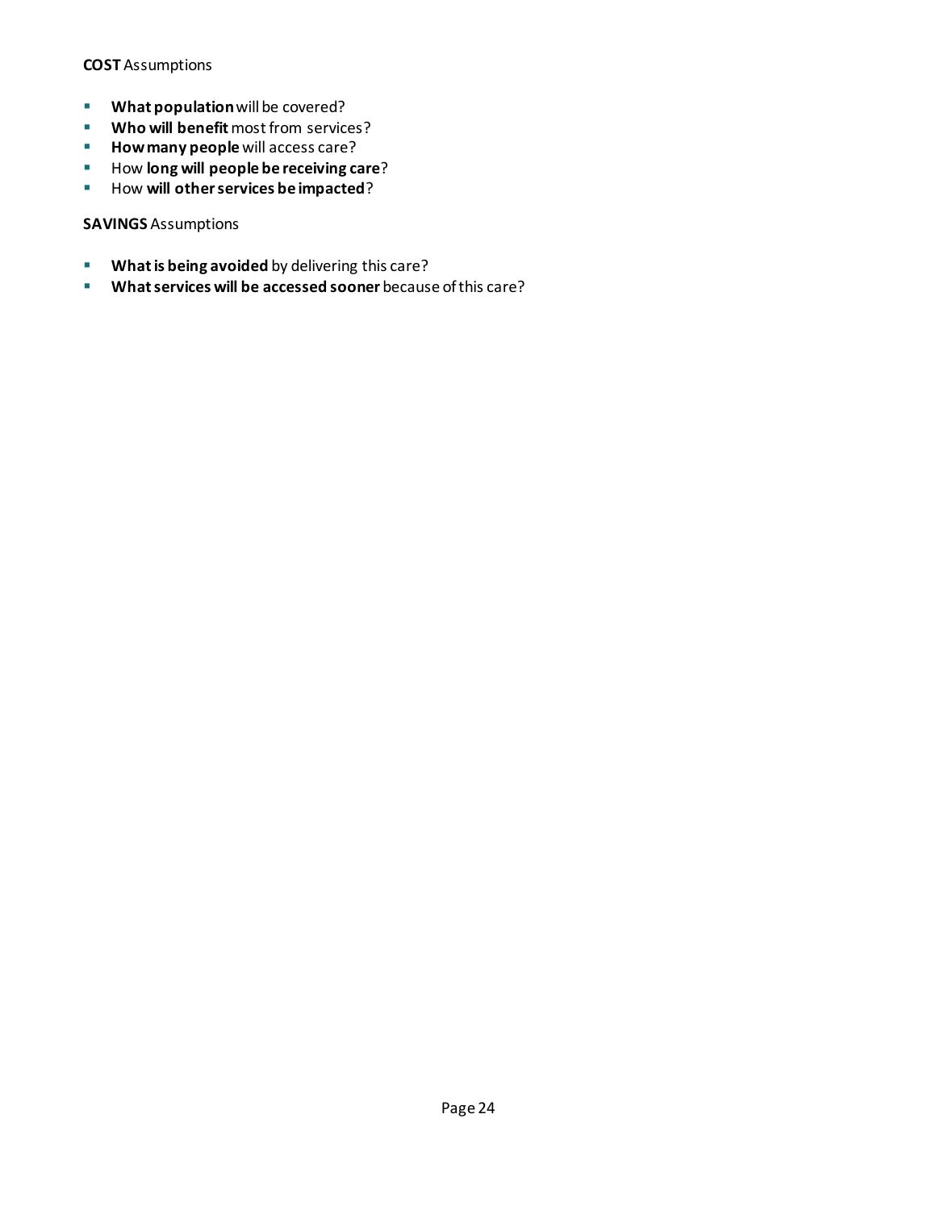**COST** Assumptions

- **What population** will be covered?
- **Who will benefit** most from services?
- **How many people** will access care?
- How **long will people be receiving care**?
- How **will other services be impacted**?

**SAVINGS** Assumptions

- **What is being avoided** by delivering this care?
- **What services will be accessed sooner** because of this care?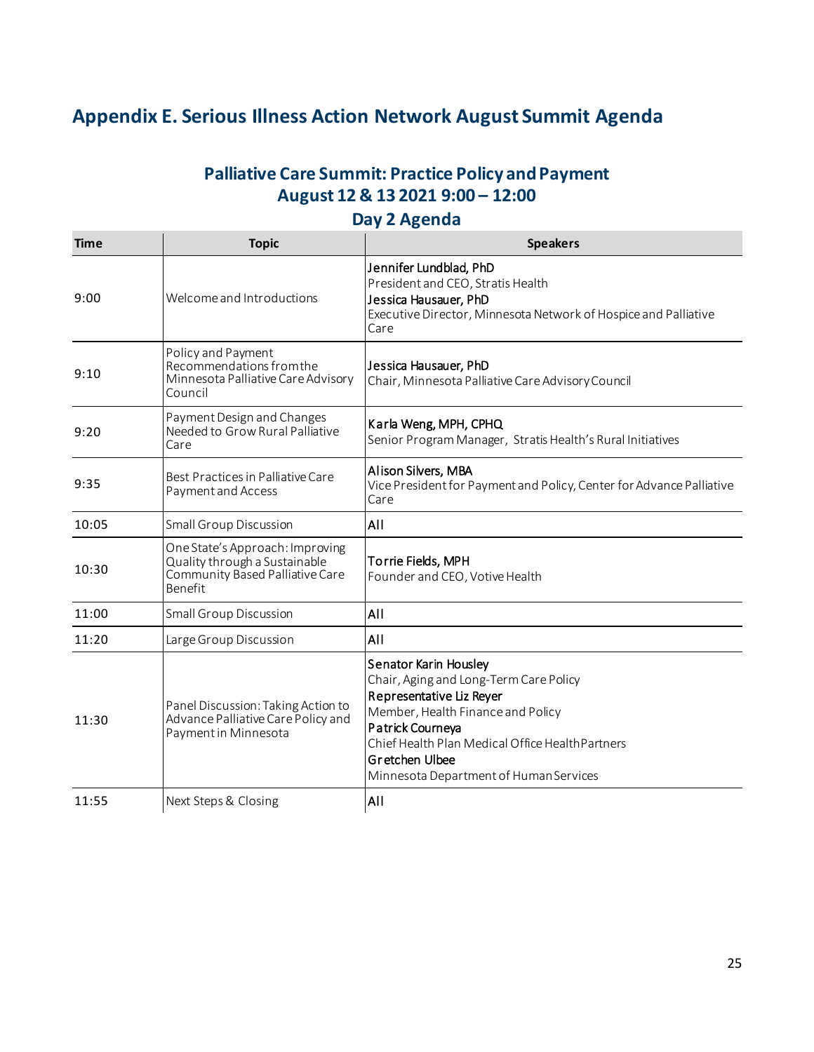# Appendix E. Serious Illness Action Network August Summit Agenda

## Palliative Care Summit: Practice Policy and Payment
## August 12 & 13 2021 9:00 – 12:00
## Day 2 Agenda

| Time | Topic | Speakers |
|---|---|---|
| 9:00 | Welcome and Introductions | Jennifer Lundblad, PhD<br>President and CEO, Stratis Health<br>Jessica Hausauer, PhD<br>Executive Director, Minnesota Network of Hospice and Palliative Care |
| 9:10 | Policy and Payment Recommendations from the Minnesota Palliative Care Advisory Council | Jessica Hausauer, PhD<br>Chair, Minnesota Palliative Care Advisory Council |
| 9:20 | Payment Design and Changes Needed to Grow Rural Palliative Care | Karla Weng, MPH, CPHQ<br>Senior Program Manager, Stratis Health's Rural Initiatives |
| 9:35 | Best Practices in Palliative Care Payment and Access | Alison Silvers, MBA<br>Vice President for Payment and Policy, Center for Advance Palliative Care |
| 10:05 | Small Group Discussion | All |
| 10:30 | One State's Approach: Improving Quality through a Sustainable Community Based Palliative Care Benefit | Torrie Fields, MPH<br>Founder and CEO, Votive Health |
| 11:00 | Small Group Discussion | All |
| 11:20 | Large Group Discussion | All |
| 11:30 | Panel Discussion: Taking Action to Advance Palliative Care Policy and Payment in Minnesota | Senator Karin Housley<br>Chair, Aging and Long-Term Care Policy<br>Representative Liz Reyer<br>Member, Health Finance and Policy<br>Patrick Courneya<br>Chief Health Plan Medical Office HealthPartners<br>Gretchen Ulbee<br>Minnesota Department of Human Services |
| 11:55 | Next Steps & Closing | All |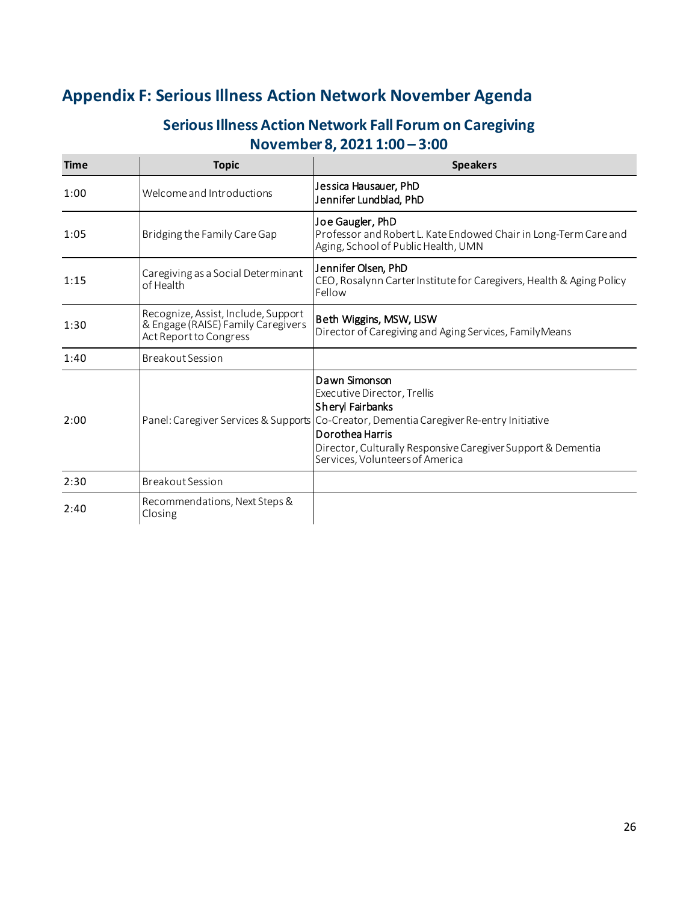# Appendix F: Serious Illness Action Network November Agenda

## Serious Illness Action Network Fall Forum on Caregiving
## November 8, 2021 1:00 – 3:00

| Time | Topic | Speakers |
|---|---|---|
| 1:00 | Welcome and Introductions | Jessica Hausauer, PhD<br>Jennifer Lundblad, PhD |
| 1:05 | Bridging the Family Care Gap | Joe Gaugler, PhD<br>Professor and Robert L. Kate Endowed Chair in Long-Term Care and Aging, School of Public Health, UMN |
| 1:15 | Caregiving as a Social Determinant of Health | Jennifer Olsen, PhD<br>CEO, Rosalynn Carter Institute for Caregivers, Health & Aging Policy Fellow |
| 1:30 | Recognize, Assist, Include, Support & Engage (RAISE) Family Caregivers Act Report to Congress | Beth Wiggins, MSW, LISW<br>Director of Caregiving and Aging Services, FamilyMeans |
| 1:40 | Breakout Session | |
| 2:00 | Panel: Caregiver Services & Supports | Dawn Simonson<br>Executive Director, Trellis<br>Sheryl Fairbanks<br>Co-Creator, Dementia Caregiver Re-entry Initiative<br>Dorothea Harris<br>Director, Culturally Responsive Caregiver Support & Dementia Services, Volunteers of America |
| 2:30 | Breakout Session | |
| 2:40 | Recommendations, Next Steps & Closing | |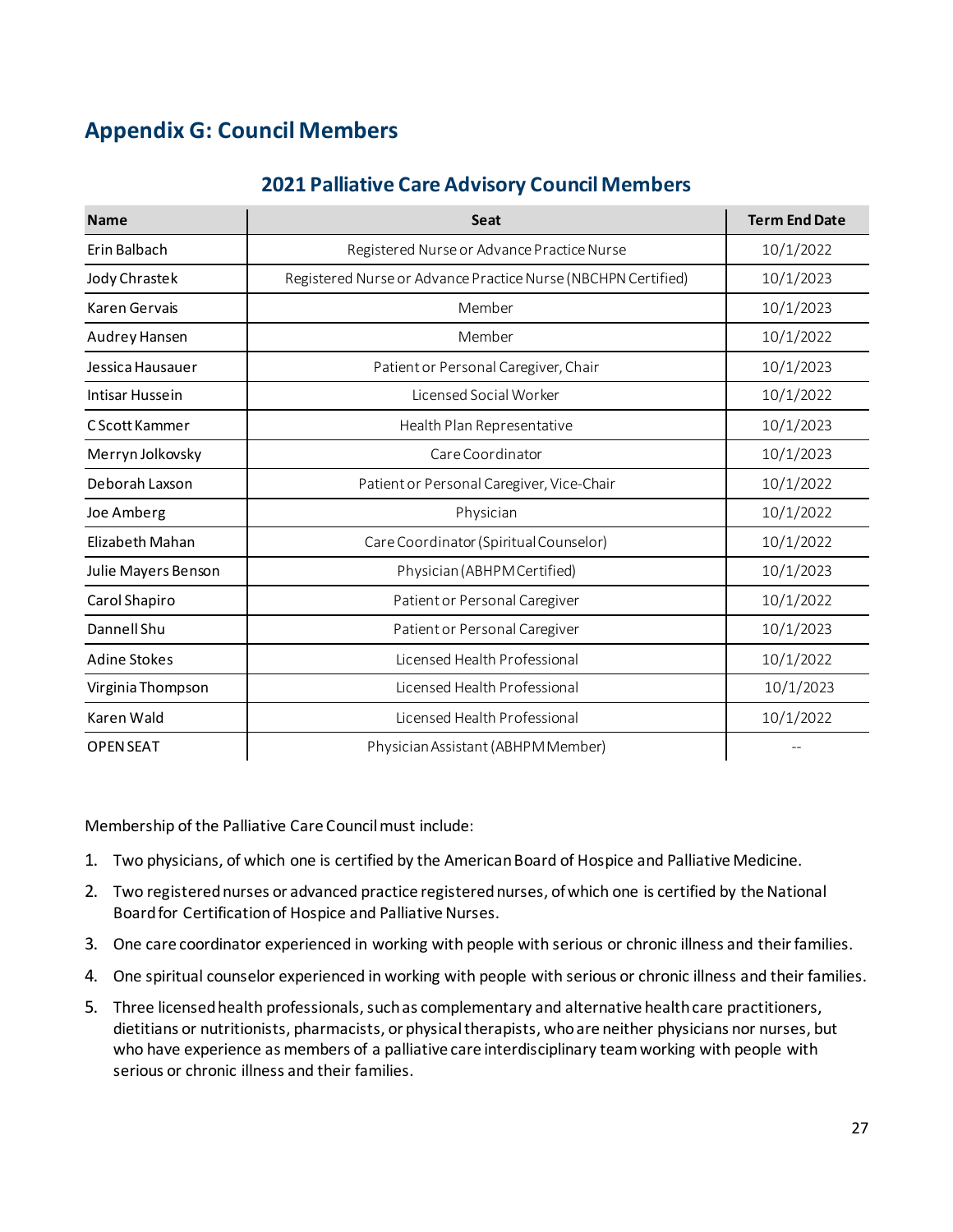# Appendix G: Council Members

## 2021 Palliative Care Advisory Council Members

| Name | Seat | Term End Date |
|---|---|---|
| Erin Balbach | Registered Nurse or Advance Practice Nurse | 10/1/2022 |
| Jody Chrastek | Registered Nurse or Advance Practice Nurse (NBCHPN Certified) | 10/1/2023 |
| Karen Gervais | Member | 10/1/2023 |
| Audrey Hansen | Member | 10/1/2022 |
| Jessica Hausauer | Patient or Personal Caregiver, Chair | 10/1/2023 |
| Intisar Hussein | Licensed Social Worker | 10/1/2022 |
| C Scott Kammer | Health Plan Representative | 10/1/2023 |
| Merryn Jolkovsky | Care Coordinator | 10/1/2023 |
| Deborah Laxson | Patient or Personal Caregiver, Vice-Chair | 10/1/2022 |
| Joe Amberg | Physician | 10/1/2022 |
| Elizabeth Mahan | Care Coordinator (Spiritual Counselor) | 10/1/2022 |
| Julie Mayers Benson | Physician (ABHPM Certified) | 10/1/2023 |
| Carol Shapiro | Patient or Personal Caregiver | 10/1/2022 |
| Dannell Shu | Patient or Personal Caregiver | 10/1/2023 |
| Adine Stokes | Licensed Health Professional | 10/1/2022 |
| Virginia Thompson | Licensed Health Professional | 10/1/2023 |
| Karen Wald | Licensed Health Professional | 10/1/2022 |
| OPEN SEAT | Physician Assistant (ABHPM Member) | -- |

Membership of the Palliative Care Council must include:

1. Two physicians, of which one is certified by the American Board of Hospice and Palliative Medicine.
2. Two registered nurses or advanced practice registered nurses, of which one is certified by the National Board for Certification of Hospice and Palliative Nurses.
3. One care coordinator experienced in working with people with serious or chronic illness and their families.
4. One spiritual counselor experienced in working with people with serious or chronic illness and their families.
5. Three licensed health professionals, such as complementary and alternative health care practitioners, dietitians or nutritionists, pharmacists, or physical therapists, who are neither physicians nor nurses, but who have experience as members of a palliative care interdisciplinary team working with people with serious or chronic illness and their families.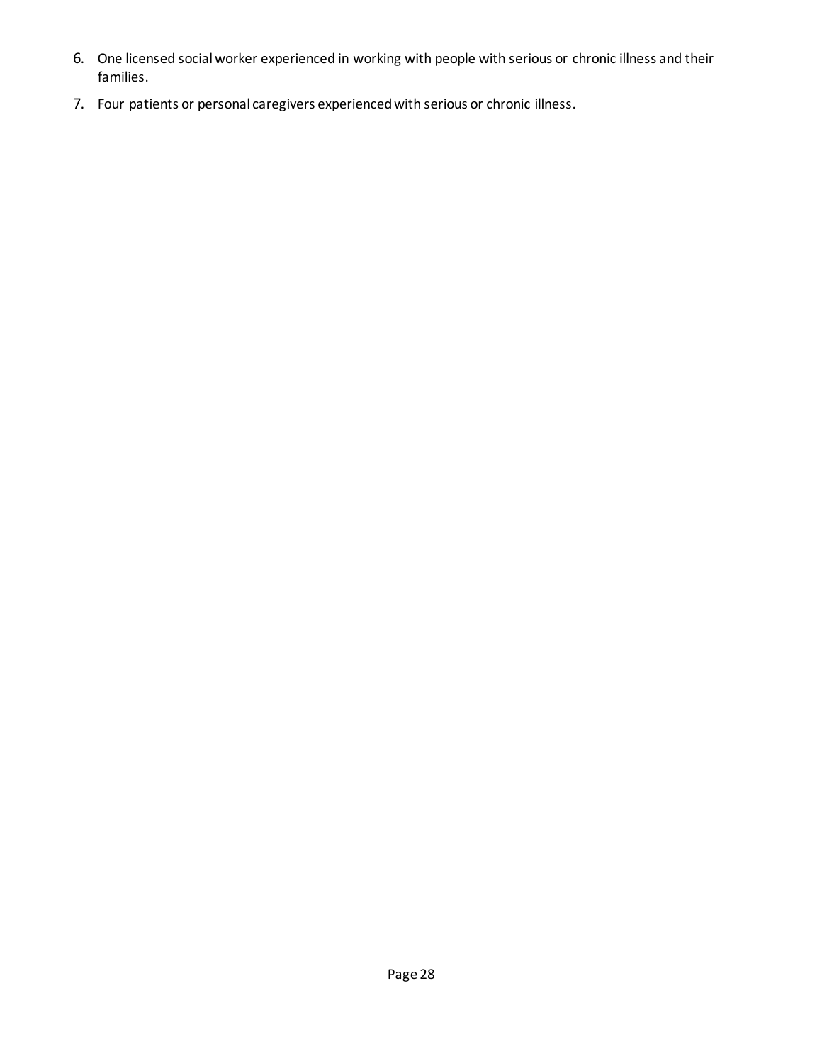6. One licensed social worker experienced in working with people with serious or chronic illness and their families.
7. Four patients or personal caregivers experienced with serious or chronic illness.